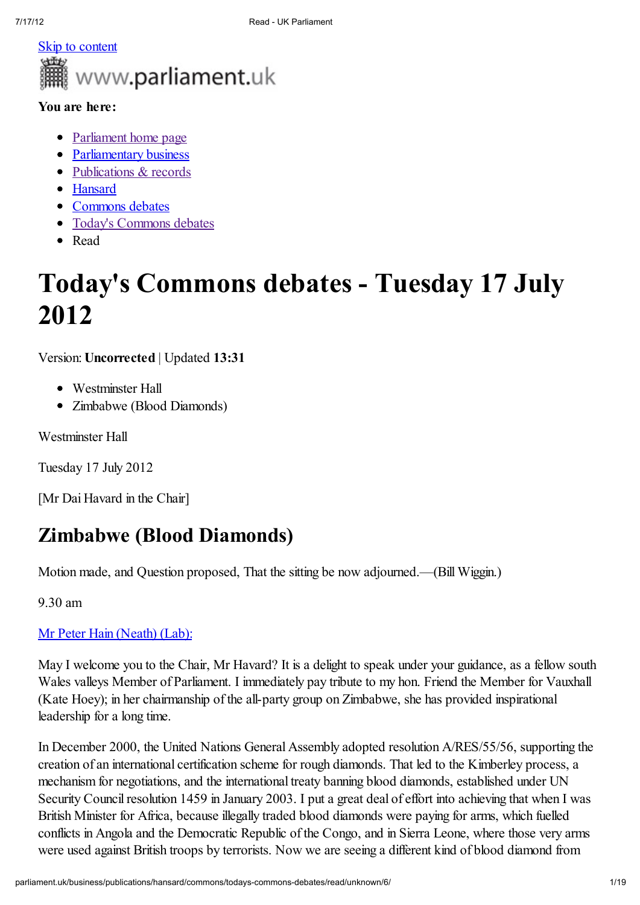Skip to content

www.parliament.uk

**You are here:**

- Parliament home page
- Parliamentary business
- Publications & records
- Hansard
- Commons debates
- Today's Commons debates
- Read

# Today's Commons debates - Tuesday 17 July 2012

Version: **Uncorrected** | Updated **13:31**

- Westminster Hall
- Zimbabwe (Blood Diamonds)

Westminster Hall

Tuesday 17 July 2012

[Mr Dai Havard in the Chair]

## Zimbabwe (Blood Diamonds)

Motion made, and Question proposed, That the sitting be now adjourned.—(Bill Wiggin.)

9.30 am

Mr Peter Hain (Neath) (Lab):

May I welcome you to the Chair, Mr Havard? It is a delight to speak under your guidance, as a fellow south Wales valleys Member of Parliament. I immediately pay tribute to my hon. Friend the Member for Vauxhall (Kate Hoey); in her chairmanship of the all-party group on Zimbabwe, she has provided inspirational leadership for a long time.

In December 2000, the United Nations General Assembly adopted resolution A/RES/55/56, supporting the creation of an international certification scheme for rough diamonds. That led to the Kimberley process, a mechanism for negotiations, and the international treaty banning blood diamonds, established under UN Security Council resolution 1459 in January 2003. I put a great deal of effort into achieving that when I was British Minister for Africa, because illegally traded blood diamonds were paying for arms, which fuelled conflicts in Angola and the Democratic Republic of the Congo, and in Sierra Leone, where those very arms were used against British troops by terrorists. Now we are seeing a different kind of blood diamond from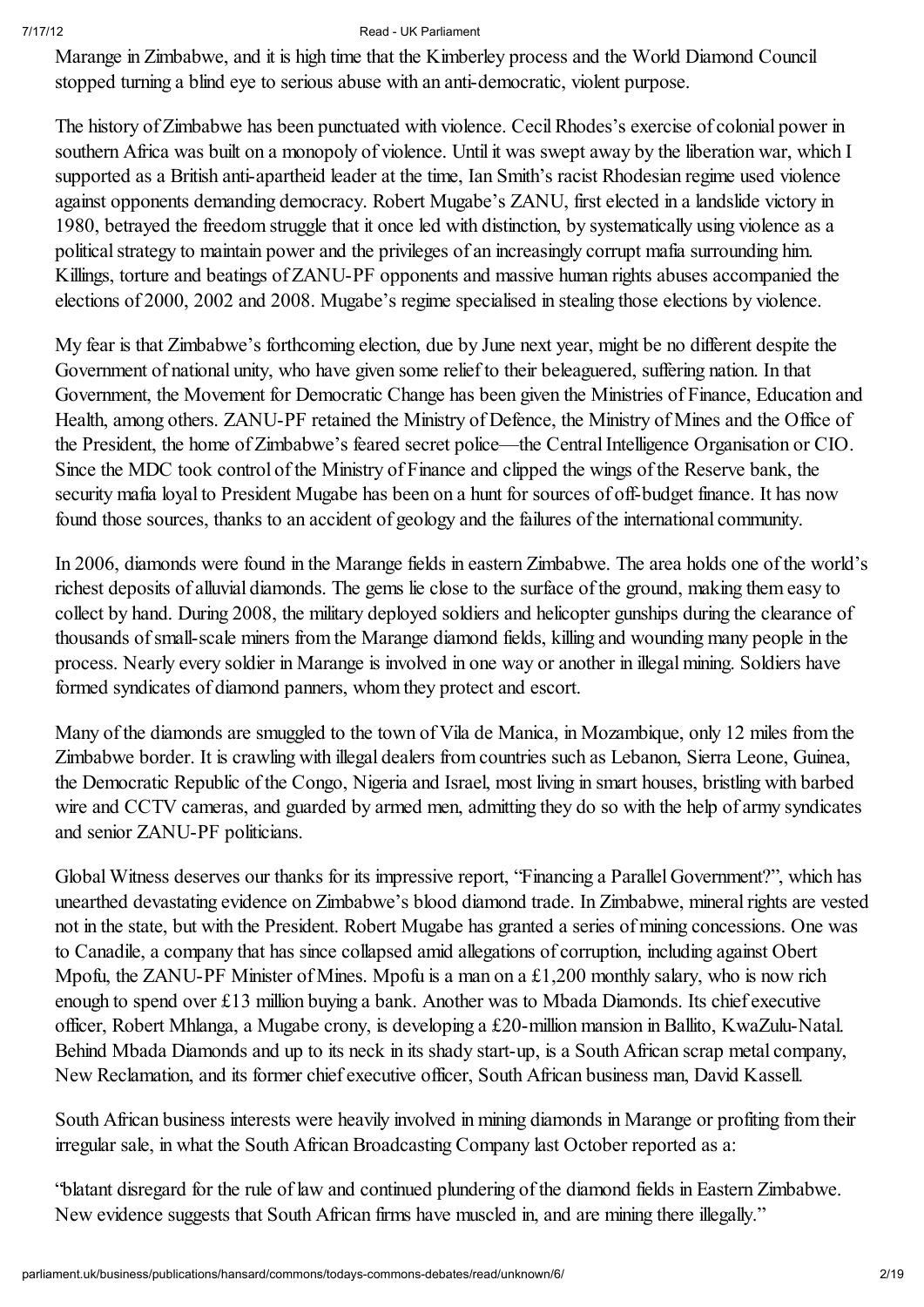Marange in Zimbabwe, and it is high time that the Kimberley process and the World Diamond Council stopped turning a blind eye to serious abuse with an anti-democratic, violent purpose.

The history of Zimbabwe has been punctuated with violence. Cecil Rhodes's exercise of colonial power in southern Africa was built on a monopoly of violence. Until it was swept away by the liberation war, which I supported as a British anti-apartheid leader at the time, Ian Smith's racist Rhodesian regime used violence against opponents demanding democracy. Robert Mugabe's ZANU, first elected in a landslide victory in 1980, betrayed the freedom struggle that it once led with distinction, by systematically using violence as a political strategy to maintain power and the privileges of an increasingly corrupt mafia surrounding him. Killings, torture and beatings of ZANU-PF opponents and massive human rights abuses accompanied the elections of 2000, 2002 and 2008. Mugabe's regime specialised in stealing those elections by violence.

My fear is that Zimbabwe's forthcoming election, due by June next year, might be no different despite the Government of national unity, who have given some relief to their beleaguered, suffering nation. In that Government, the Movement for Democratic Change has been given the Ministries of Finance, Education and Health, among others. ZANU-PF retained the Ministry of Defence, the Ministry of Mines and the Office of the President, the home of Zimbabwe's feared secret police—the Central Intelligence Organisation or CIO. Since the MDC took control of the Ministry of Finance and clipped the wings of the Reserve bank, the security mafia loyal to President Mugabe has been on a hunt for sources of off-budget finance. It has now found those sources, thanks to an accident of geology and the failures of the international community.

In 2006, diamonds were found in the Marange fields in eastern Zimbabwe. The area holds one of the world's richest deposits of alluvial diamonds. The gems lie close to the surface of the ground, making them easy to collect by hand. During 2008, the military deployed soldiers and helicopter gunships during the clearance of thousands of small-scale miners from the Marange diamond fields, killing and wounding many people in the process. Nearly every soldier in Marange is involved in one way or another in illegal mining. Soldiers have formed syndicates of diamond panners, whom they protect and escort.

Many of the diamonds are smuggled to the town of Vila de Manica, in Mozambique, only 12 miles from the Zimbabwe border. It is crawling with illegal dealers from countries such as Lebanon, Sierra Leone, Guinea, the Democratic Republic of the Congo, Nigeria and Israel, most living in smart houses, bristling with barbed wire and CCTV cameras, and guarded by armed men, admitting they do so with the help of army syndicates and senior ZANU-PF politicians.

Global Witness deserves our thanks for its impressive report, "Financing a Parallel Government?", which has unearthed devastating evidence on Zimbabwe's blood diamond trade. In Zimbabwe, mineral rights are vested not in the state, but with the President. Robert Mugabe has granted a series of mining concessions. One was to Canadile, a company that has since collapsed amid allegations of corruption, including against Obert Mpofu, the ZANU-PF Minister of Mines. Mpofu is a man on a £1,200 monthly salary, who is now rich enough to spend over £13 million buying a bank. Another was to Mbada Diamonds. Its chief executive officer, Robert Mhlanga, a Mugabe crony, is developing a £20-million mansion in Ballito, KwaZulu-Natal. Behind Mbada Diamonds and up to its neck in its shady start-up, is a South African scrap metal company, New Reclamation, and its former chief executive officer, South African business man, David Kassell.

South African business interests were heavily involved in mining diamonds in Marange or profiting from their irregular sale, in what the South African Broadcasting Company last October reported as a:

"blatant disregard for the rule of law and continued plundering of the diamond fields in Eastern Zimbabwe. New evidence suggests that South African firms have muscled in, and are mining there illegally."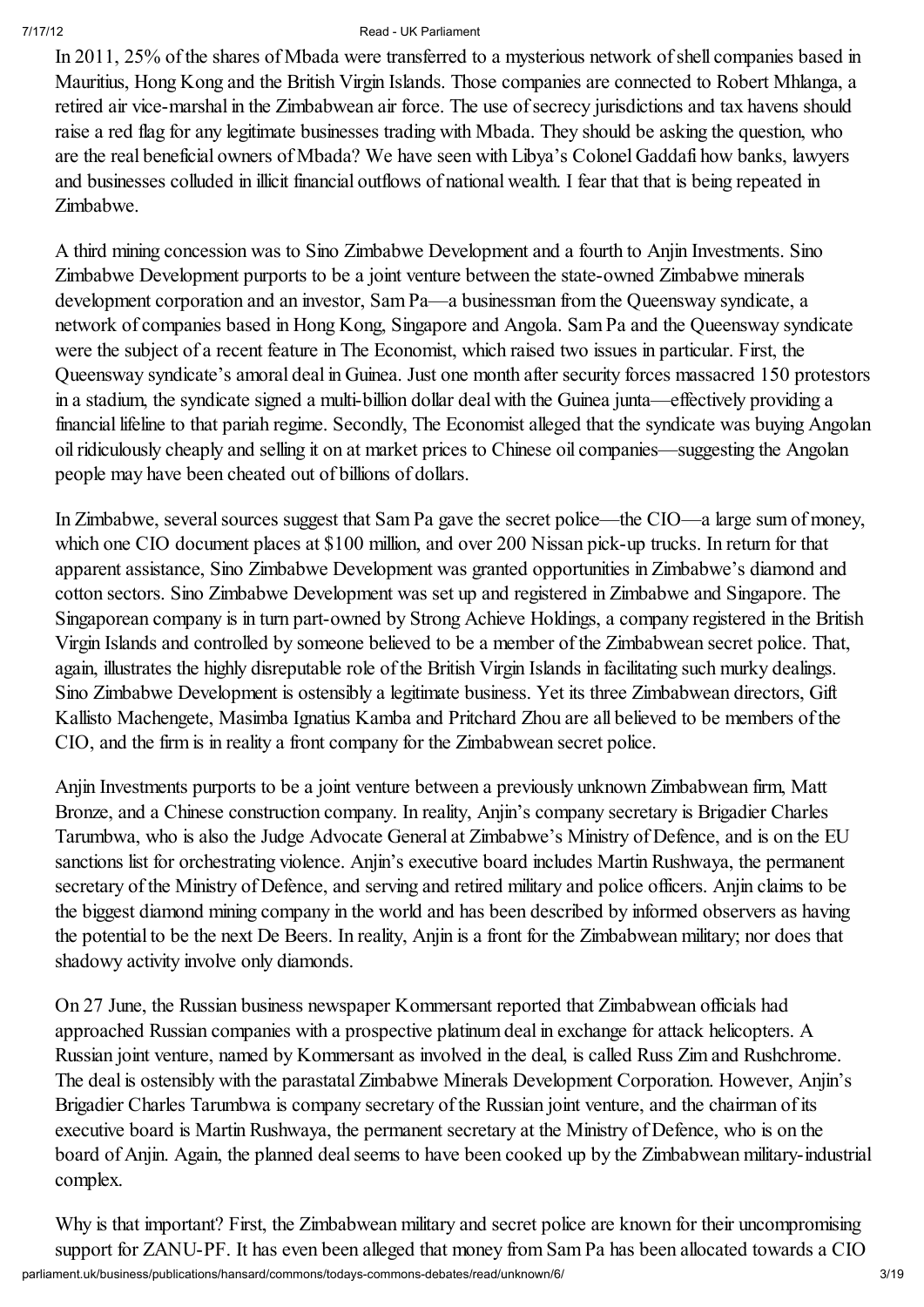In 2011, 25% of the shares of Mbada were transferred to a mysterious network of shell companies based in Mauritius, Hong Kong and the British Virgin Islands. Those companies are connected to Robert Mhlanga, a retired air vice-marshal in the Zimbabwean air force. The use of secrecy jurisdictions and tax havens should raise a red flag for any legitimate businesses trading with Mbada. They should be asking the question, who are the real beneficial owners of Mbada? We have seen with Libya's Colonel Gaddafi how banks, lawyers and businesses colluded in illicit financial outflows of national wealth. I fear that that is being repeated in Zimbabwe.

A third mining concession was to Sino Zimbabwe Development and a fourth to Anjin Investments. Sino Zimbabwe Development purports to be a joint venture between the state-owned Zimbabwe minerals development corporation and an investor, Sam Pa—a businessman from the Queensway syndicate, a network of companies based in Hong Kong, Singapore and Angola. Sam Pa and the Queensway syndicate were the subject of a recent feature in The Economist, which raised two issues in particular. First, the Queensway syndicate's amoral deal in Guinea. Just one month after security forces massacred 150 protestors in a stadium, the syndicate signed a multi-billion dollar deal with the Guinea junta—effectively providing a financial lifeline to that pariah regime. Secondly, The Economist alleged that the syndicate was buying Angolan oil ridiculously cheaply and selling it on at market prices to Chinese oil companies—suggesting the Angolan people may have been cheated out of billions of dollars.

In Zimbabwe, several sources suggest that Sam Pa gave the secret police—the CIO—a large sum of money, which one CIO document places at $100 million, and over 200 Nissan pick-up trucks. In return for that apparent assistance, Sino Zimbabwe Development was granted opportunities in Zimbabwe's diamond and cotton sectors. Sino Zimbabwe Development was set up and registered in Zimbabwe and Singapore. The Singaporean company is in turn part-owned by Strong Achieve Holdings, a company registered in the British Virgin Islands and controlled by someone believed to be a member of the Zimbabwean secret police. That, again, illustrates the highly disreputable role of the British Virgin Islands in facilitating such murky dealings. Sino Zimbabwe Development is ostensibly a legitimate business. Yet its three Zimbabwean directors, Gift Kallisto Machengete, Masimba Ignatius Kamba and Pritchard Zhou are all believed to be members of the CIO, and the firm is in reality a front company for the Zimbabwean secret police.

Anjin Investments purports to be a joint venture between a previously unknown Zimbabwean firm, Matt Bronze, and a Chinese construction company. In reality, Anjin's company secretary is Brigadier Charles Tarumbwa, who is also the Judge Advocate General at Zimbabwe's Ministry of Defence, and is on the EU sanctions list for orchestrating violence. Anjin's executive board includes Martin Rushwaya, the permanent secretary of the Ministry of Defence, and serving and retired military and police officers. Anjin claims to be the biggest diamond mining company in the world and has been described by informed observers as having the potential to be the next De Beers. In reality, Anjin is a front for the Zimbabwean military; nor does that shadowy activity involve only diamonds.

On 27 June, the Russian business newspaper Kommersant reported that Zimbabwean officials had approached Russian companies with a prospective platinum deal in exchange for attack helicopters. A Russian joint venture, named by Kommersant as involved in the deal, is called Russ Zim and Rushchrome. The deal is ostensibly with the parastatal Zimbabwe Minerals Development Corporation. However, Anjin's Brigadier Charles Tarumbwa is company secretary of the Russian joint venture, and the chairman of its executive board is Martin Rushwaya, the permanent secretary at the Ministry of Defence, who is on the board of Anjin. Again, the planned deal seems to have been cooked up by the Zimbabwean military-industrial complex.

Why is that important? First, the Zimbabwean military and secret police are known for their uncompromising support for ZANU-PF. It has even been alleged that money from Sam Pa has been allocated towards a CIO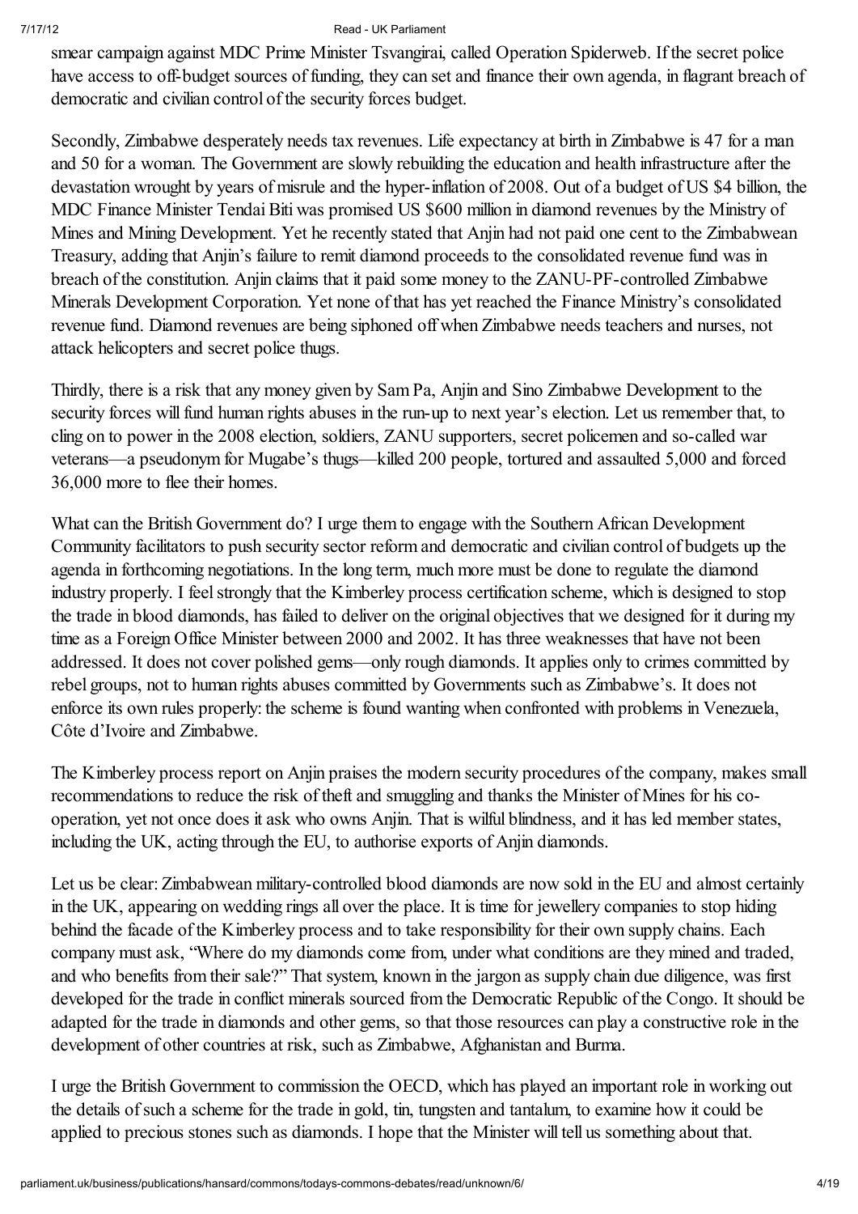smear campaign against MDC Prime Minister Tsvangirai, called Operation Spiderweb. If the secret police have access to off-budget sources of funding, they can set and finance their own agenda, in flagrant breach of democratic and civilian control of the security forces budget.

Secondly, Zimbabwe desperately needs tax revenues. Life expectancy at birth in Zimbabwe is 47 for a man and 50 for a woman. The Government are slowly rebuilding the education and health infrastructure after the devastation wrought by years of misrule and the hyper-inflation of 2008. Out of a budget of US $4 billion, the MDC Finance Minister Tendai Biti was promised US $600 million in diamond revenues by the Ministry of Mines and Mining Development. Yet he recently stated that Anjin had not paid one cent to the Zimbabwean Treasury, adding that Anjin's failure to remit diamond proceeds to the consolidated revenue fund was in breach of the constitution. Anjin claims that it paid some money to the ZANU-PF-controlled Zimbabwe Minerals Development Corporation. Yet none of that has yet reached the Finance Ministry's consolidated revenue fund. Diamond revenues are being siphoned off when Zimbabwe needs teachers and nurses, not attack helicopters and secret police thugs.

Thirdly, there is a risk that any money given by Sam Pa, Anjin and Sino Zimbabwe Development to the security forces will fund human rights abuses in the run-up to next year's election. Let us remember that, to cling on to power in the 2008 election, soldiers, ZANU supporters, secret policemen and so-called war veterans—a pseudonym for Mugabe's thugs—killed 200 people, tortured and assaulted 5,000 and forced 36,000 more to flee their homes.

What can the British Government do? I urge them to engage with the Southern African Development Community facilitators to push security sector reform and democratic and civilian control of budgets up the agenda in forthcoming negotiations. In the long term, much more must be done to regulate the diamond industry properly. I feel strongly that the Kimberley process certification scheme, which is designed to stop the trade in blood diamonds, has failed to deliver on the original objectives that we designed for it during my time as a Foreign Office Minister between 2000 and 2002. It has three weaknesses that have not been addressed. It does not cover polished gems—only rough diamonds. It applies only to crimes committed by rebel groups, not to human rights abuses committed by Governments such as Zimbabwe's. It does not enforce its own rules properly: the scheme is found wanting when confronted with problems in Venezuela, Côte d'Ivoire and Zimbabwe.

The Kimberley process report on Anjin praises the modern security procedures of the company, makes small recommendations to reduce the risk of theft and smuggling and thanks the Minister of Mines for his co-operation, yet not once does it ask who owns Anjin. That is wilful blindness, and it has led member states, including the UK, acting through the EU, to authorise exports of Anjin diamonds.

Let us be clear: Zimbabwean military-controlled blood diamonds are now sold in the EU and almost certainly in the UK, appearing on wedding rings all over the place. It is time for jewellery companies to stop hiding behind the facade of the Kimberley process and to take responsibility for their own supply chains. Each company must ask, "Where do my diamonds come from, under what conditions are they mined and traded, and who benefits from their sale?" That system, known in the jargon as supply chain due diligence, was first developed for the trade in conflict minerals sourced from the Democratic Republic of the Congo. It should be adapted for the trade in diamonds and other gems, so that those resources can play a constructive role in the development of other countries at risk, such as Zimbabwe, Afghanistan and Burma.

I urge the British Government to commission the OECD, which has played an important role in working out the details of such a scheme for the trade in gold, tin, tungsten and tantalum, to examine how it could be applied to precious stones such as diamonds. I hope that the Minister will tell us something about that.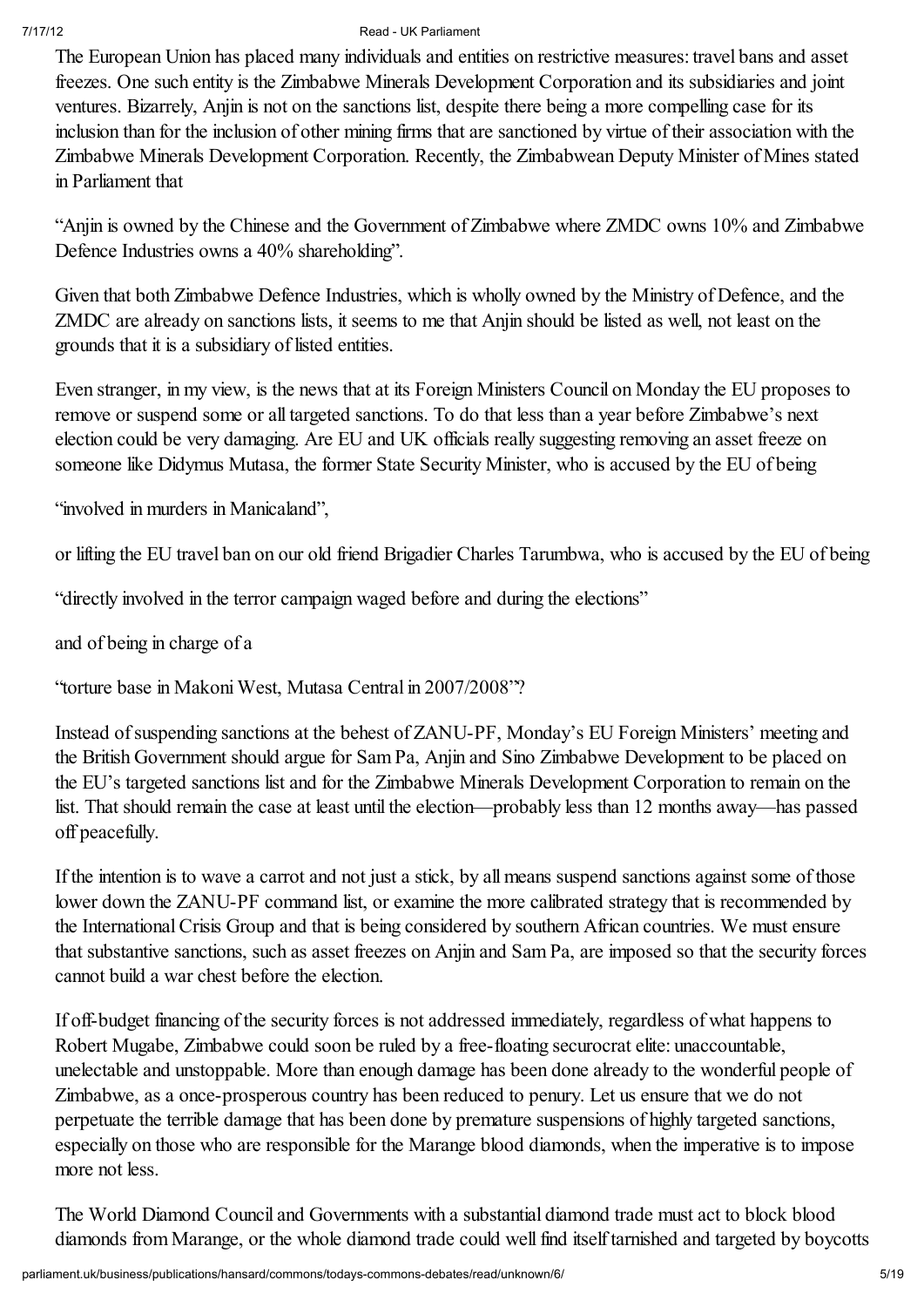The European Union has placed many individuals and entities on restrictive measures: travel bans and asset freezes. One such entity is the Zimbabwe Minerals Development Corporation and its subsidiaries and joint ventures. Bizarrely, Anjin is not on the sanctions list, despite there being a more compelling case for its inclusion than for the inclusion of other mining firms that are sanctioned by virtue of their association with the Zimbabwe Minerals Development Corporation. Recently, the Zimbabwean Deputy Minister of Mines stated in Parliament that

"Anjin is owned by the Chinese and the Government of Zimbabwe where ZMDC owns 10% and Zimbabwe Defence Industries owns a 40% shareholding".

Given that both Zimbabwe Defence Industries, which is wholly owned by the Ministry of Defence, and the ZMDC are already on sanctions lists, it seems to me that Anjin should be listed as well, not least on the grounds that it is a subsidiary of listed entities.

Even stranger, in my view, is the news that at its Foreign Ministers Council on Monday the EU proposes to remove or suspend some or all targeted sanctions. To do that less than a year before Zimbabwe's next election could be very damaging. Are EU and UK officials really suggesting removing an asset freeze on someone like Didymus Mutasa, the former State Security Minister, who is accused by the EU of being

"involved in murders in Manicaland",

or lifting the EU travel ban on our old friend Brigadier Charles Tarumbwa, who is accused by the EU of being

"directly involved in the terror campaign waged before and during the elections"

and of being in charge of a

"torture base in Makoni West, Mutasa Central in 2007/2008"?

Instead of suspending sanctions at the behest of ZANU-PF, Monday's EU Foreign Ministers' meeting and the British Government should argue for Sam Pa, Anjin and Sino Zimbabwe Development to be placed on the EU's targeted sanctions list and for the Zimbabwe Minerals Development Corporation to remain on the list. That should remain the case at least until the election—probably less than 12 months away—has passed off peacefully.

If the intention is to wave a carrot and not just a stick, by all means suspend sanctions against some of those lower down the ZANU-PF command list, or examine the more calibrated strategy that is recommended by the International Crisis Group and that is being considered by southern African countries. We must ensure that substantive sanctions, such as asset freezes on Anjin and Sam Pa, are imposed so that the security forces cannot build a war chest before the election.

If off-budget financing of the security forces is not addressed immediately, regardless of what happens to Robert Mugabe, Zimbabwe could soon be ruled by a free-floating securocrat elite: unaccountable, unelectable and unstoppable. More than enough damage has been done already to the wonderful people of Zimbabwe, as a once-prosperous country has been reduced to penury. Let us ensure that we do not perpetuate the terrible damage that has been done by premature suspensions of highly targeted sanctions, especially on those who are responsible for the Marange blood diamonds, when the imperative is to impose more not less.

The World Diamond Council and Governments with a substantial diamond trade must act to block blood diamonds from Marange, or the whole diamond trade could well find itself tarnished and targeted by boycotts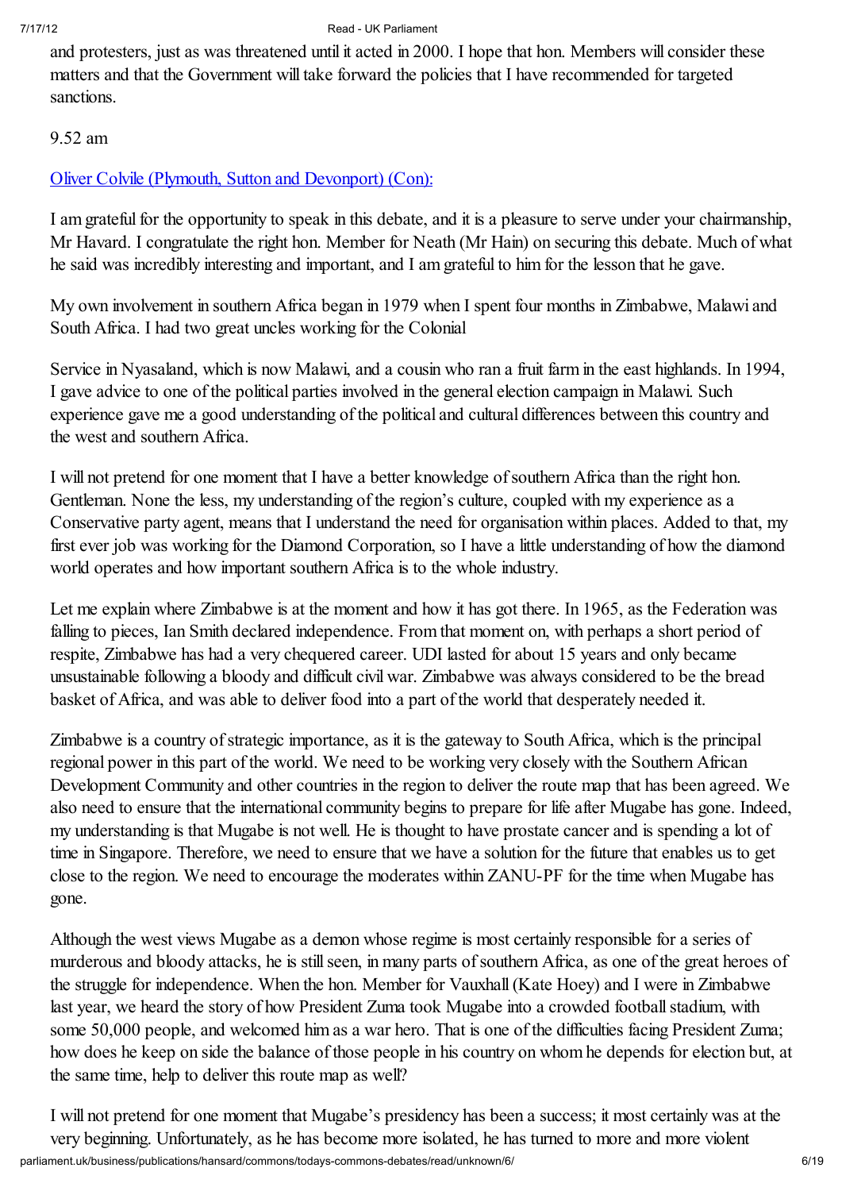and protesters, just as was threatened until it acted in 2000. I hope that hon. Members will consider these matters and that the Government will take forward the policies that I have recommended for targeted sanctions.

9.52 am

[Oliver Colvile (Plymouth, Sutton and Devonport) (Con):](#)

I am grateful for the opportunity to speak in this debate, and it is a pleasure to serve under your chairmanship, Mr Havard. I congratulate the right hon. Member for Neath (Mr Hain) on securing this debate. Much of what he said was incredibly interesting and important, and I am grateful to him for the lesson that he gave.

My own involvement in southern Africa began in 1979 when I spent four months in Zimbabwe, Malawi and South Africa. I had two great uncles working for the Colonial

Service in Nyasaland, which is now Malawi, and a cousin who ran a fruit farm in the east highlands. In 1994, I gave advice to one of the political parties involved in the general election campaign in Malawi. Such experience gave me a good understanding of the political and cultural differences between this country and the west and southern Africa.

I will not pretend for one moment that I have a better knowledge of southern Africa than the right hon. Gentleman. None the less, my understanding of the region's culture, coupled with my experience as a Conservative party agent, means that I understand the need for organisation within places. Added to that, my first ever job was working for the Diamond Corporation, so I have a little understanding of how the diamond world operates and how important southern Africa is to the whole industry.

Let me explain where Zimbabwe is at the moment and how it has got there. In 1965, as the Federation was falling to pieces, Ian Smith declared independence. From that moment on, with perhaps a short period of respite, Zimbabwe has had a very chequered career. UDI lasted for about 15 years and only became unsustainable following a bloody and difficult civil war. Zimbabwe was always considered to be the bread basket of Africa, and was able to deliver food into a part of the world that desperately needed it.

Zimbabwe is a country of strategic importance, as it is the gateway to South Africa, which is the principal regional power in this part of the world. We need to be working very closely with the Southern African Development Community and other countries in the region to deliver the route map that has been agreed. We also need to ensure that the international community begins to prepare for life after Mugabe has gone. Indeed, my understanding is that Mugabe is not well. He is thought to have prostate cancer and is spending a lot of time in Singapore. Therefore, we need to ensure that we have a solution for the future that enables us to get close to the region. We need to encourage the moderates within ZANU-PF for the time when Mugabe has gone.

Although the west views Mugabe as a demon whose regime is most certainly responsible for a series of murderous and bloody attacks, he is still seen, in many parts of southern Africa, as one of the great heroes of the struggle for independence. When the hon. Member for Vauxhall (Kate Hoey) and I were in Zimbabwe last year, we heard the story of how President Zuma took Mugabe into a crowded football stadium, with some 50,000 people, and welcomed him as a war hero. That is one of the difficulties facing President Zuma; how does he keep on side the balance of those people in his country on whom he depends for election but, at the same time, help to deliver this route map as well?

I will not pretend for one moment that Mugabe's presidency has been a success; it most certainly was at the very beginning. Unfortunately, as he has become more isolated, he has turned to more and more violent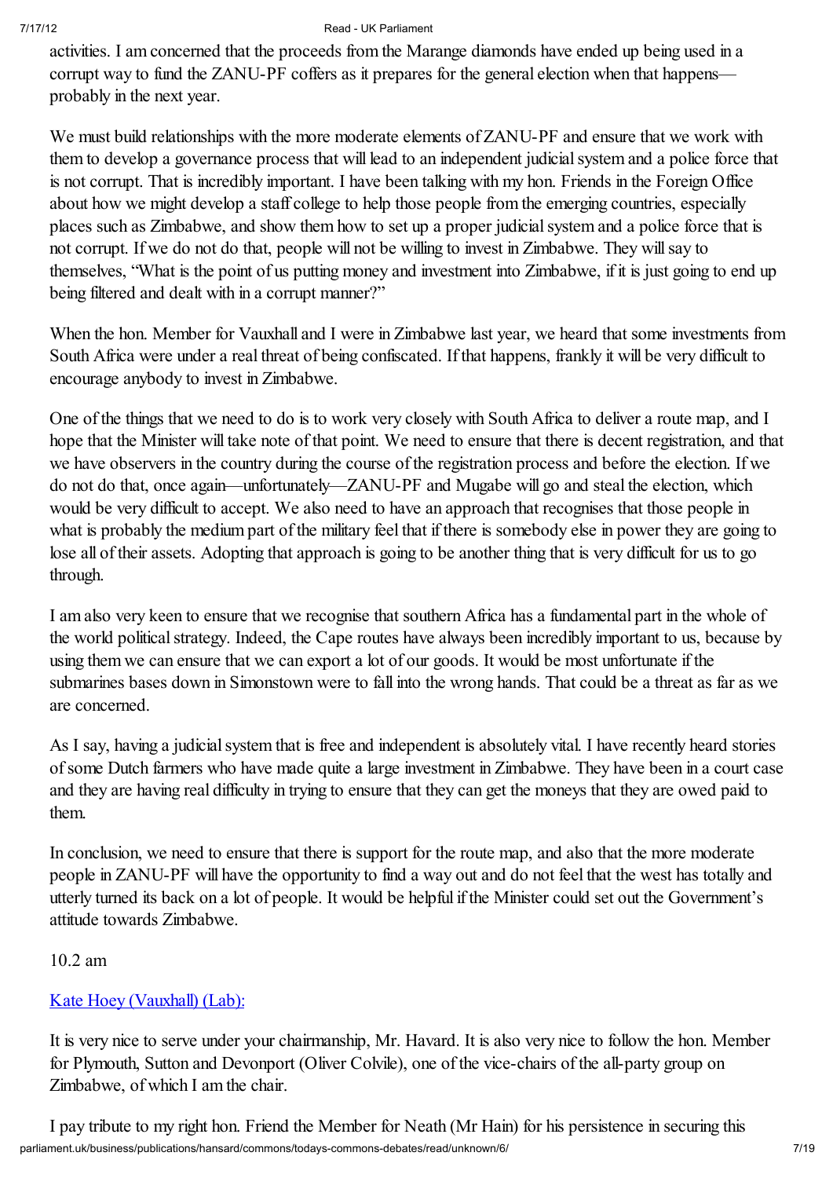activities. I am concerned that the proceeds from the Marange diamonds have ended up being used in a corrupt way to fund the ZANU-PF coffers as it prepares for the general election when that happens—probably in the next year.

We must build relationships with the more moderate elements of ZANU-PF and ensure that we work with them to develop a governance process that will lead to an independent judicial system and a police force that is not corrupt. That is incredibly important. I have been talking with my hon. Friends in the Foreign Office about how we might develop a staff college to help those people from the emerging countries, especially places such as Zimbabwe, and show them how to set up a proper judicial system and a police force that is not corrupt. If we do not do that, people will not be willing to invest in Zimbabwe. They will say to themselves, "What is the point of us putting money and investment into Zimbabwe, if it is just going to end up being filtered and dealt with in a corrupt manner?"

When the hon. Member for Vauxhall and I were in Zimbabwe last year, we heard that some investments from South Africa were under a real threat of being confiscated. If that happens, frankly it will be very difficult to encourage anybody to invest in Zimbabwe.

One of the things that we need to do is to work very closely with South Africa to deliver a route map, and I hope that the Minister will take note of that point. We need to ensure that there is decent registration, and that we have observers in the country during the course of the registration process and before the election. If we do not do that, once again—unfortunately—ZANU-PF and Mugabe will go and steal the election, which would be very difficult to accept. We also need to have an approach that recognises that those people in what is probably the medium part of the military feel that if there is somebody else in power they are going to lose all of their assets. Adopting that approach is going to be another thing that is very difficult for us to go through.

I am also very keen to ensure that we recognise that southern Africa has a fundamental part in the whole of the world political strategy. Indeed, the Cape routes have always been incredibly important to us, because by using them we can ensure that we can export a lot of our goods. It would be most unfortunate if the submarines bases down in Simonstown were to fall into the wrong hands. That could be a threat as far as we are concerned.

As I say, having a judicial system that is free and independent is absolutely vital. I have recently heard stories of some Dutch farmers who have made quite a large investment in Zimbabwe. They have been in a court case and they are having real difficulty in trying to ensure that they can get the moneys that they are owed paid to them.

In conclusion, we need to ensure that there is support for the route map, and also that the more moderate people in ZANU-PF will have the opportunity to find a way out and do not feel that the west has totally and utterly turned its back on a lot of people. It would be helpful if the Minister could set out the Government's attitude towards Zimbabwe.

10.2 am

Kate Hoey (Vauxhall) (Lab):

It is very nice to serve under your chairmanship, Mr. Havard. It is also very nice to follow the hon. Member for Plymouth, Sutton and Devonport (Oliver Colvile), one of the vice-chairs of the all-party group on Zimbabwe, of which I am the chair.

I pay tribute to my right hon. Friend the Member for Neath (Mr Hain) for his persistence in securing this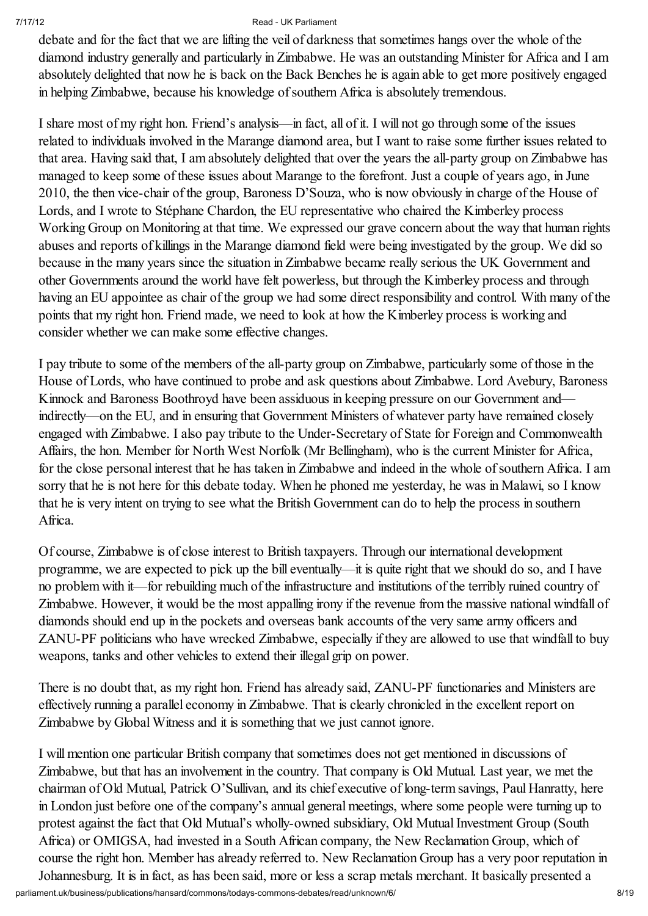debate and for the fact that we are lifting the veil of darkness that sometimes hangs over the whole of the diamond industry generally and particularly in Zimbabwe. He was an outstanding Minister for Africa and I am absolutely delighted that now he is back on the Back Benches he is again able to get more positively engaged in helping Zimbabwe, because his knowledge of southern Africa is absolutely tremendous.

I share most of my right hon. Friend's analysis—in fact, all of it. I will not go through some of the issues related to individuals involved in the Marange diamond area, but I want to raise some further issues related to that area. Having said that, I am absolutely delighted that over the years the all-party group on Zimbabwe has managed to keep some of these issues about Marange to the forefront. Just a couple of years ago, in June 2010, the then vice-chair of the group, Baroness D'Souza, who is now obviously in charge of the House of Lords, and I wrote to Stéphane Chardon, the EU representative who chaired the Kimberley process Working Group on Monitoring at that time. We expressed our grave concern about the way that human rights abuses and reports of killings in the Marange diamond field were being investigated by the group. We did so because in the many years since the situation in Zimbabwe became really serious the UK Government and other Governments around the world have felt powerless, but through the Kimberley process and through having an EU appointee as chair of the group we had some direct responsibility and control. With many of the points that my right hon. Friend made, we need to look at how the Kimberley process is working and consider whether we can make some effective changes.

I pay tribute to some of the members of the all-party group on Zimbabwe, particularly some of those in the House of Lords, who have continued to probe and ask questions about Zimbabwe. Lord Avebury, Baroness Kinnock and Baroness Boothroyd have been assiduous in keeping pressure on our Government and—indirectly—on the EU, and in ensuring that Government Ministers of whatever party have remained closely engaged with Zimbabwe. I also pay tribute to the Under-Secretary of State for Foreign and Commonwealth Affairs, the hon. Member for North West Norfolk (Mr Bellingham), who is the current Minister for Africa, for the close personal interest that he has taken in Zimbabwe and indeed in the whole of southern Africa. I am sorry that he is not here for this debate today. When he phoned me yesterday, he was in Malawi, so I know that he is very intent on trying to see what the British Government can do to help the process in southern Africa.

Of course, Zimbabwe is of close interest to British taxpayers. Through our international development programme, we are expected to pick up the bill eventually—it is quite right that we should do so, and I have no problem with it—for rebuilding much of the infrastructure and institutions of the terribly ruined country of Zimbabwe. However, it would be the most appalling irony if the revenue from the massive national windfall of diamonds should end up in the pockets and overseas bank accounts of the very same army officers and ZANU-PF politicians who have wrecked Zimbabwe, especially if they are allowed to use that windfall to buy weapons, tanks and other vehicles to extend their illegal grip on power.

There is no doubt that, as my right hon. Friend has already said, ZANU-PF functionaries and Ministers are effectively running a parallel economy in Zimbabwe. That is clearly chronicled in the excellent report on Zimbabwe by Global Witness and it is something that we just cannot ignore.

I will mention one particular British company that sometimes does not get mentioned in discussions of Zimbabwe, but that has an involvement in the country. That company is Old Mutual. Last year, we met the chairman of Old Mutual, Patrick O'Sullivan, and its chief executive of long-term savings, Paul Hanratty, here in London just before one of the company's annual general meetings, where some people were turning up to protest against the fact that Old Mutual's wholly-owned subsidiary, Old Mutual Investment Group (South Africa) or OMIGSA, had invested in a South African company, the New Reclamation Group, which of course the right hon. Member has already referred to. New Reclamation Group has a very poor reputation in Johannesburg. It is in fact, as has been said, more or less a scrap metals merchant. It basically presented a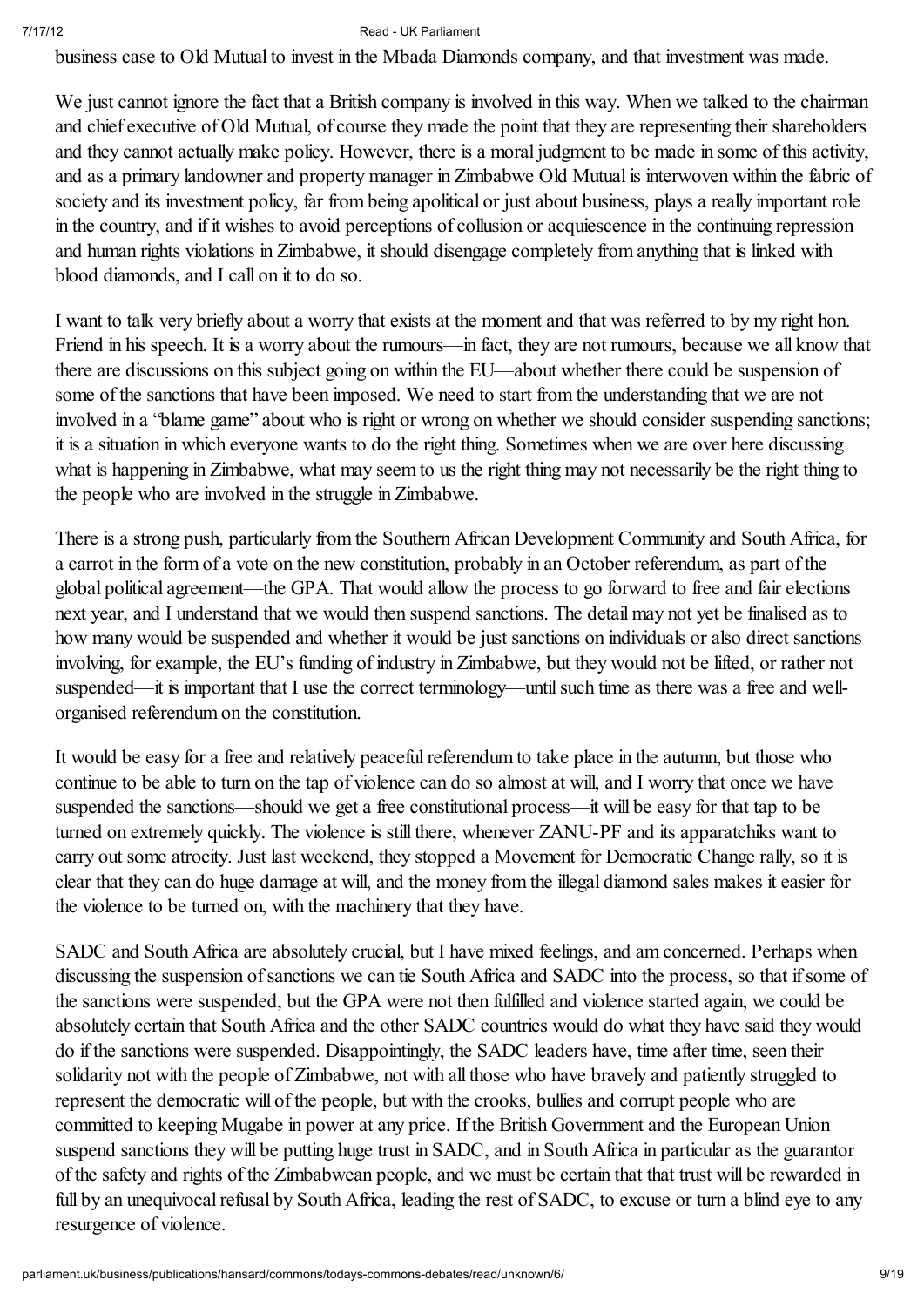business case to Old Mutual to invest in the Mbada Diamonds company, and that investment was made.

We just cannot ignore the fact that a British company is involved in this way. When we talked to the chairman and chief executive of Old Mutual, of course they made the point that they are representing their shareholders and they cannot actually make policy. However, there is a moral judgment to be made in some of this activity, and as a primary landowner and property manager in Zimbabwe Old Mutual is interwoven within the fabric of society and its investment policy, far from being apolitical or just about business, plays a really important role in the country, and if it wishes to avoid perceptions of collusion or acquiescence in the continuing repression and human rights violations in Zimbabwe, it should disengage completely from anything that is linked with blood diamonds, and I call on it to do so.

I want to talk very briefly about a worry that exists at the moment and that was referred to by my right hon. Friend in his speech. It is a worry about the rumours—in fact, they are not rumours, because we all know that there are discussions on this subject going on within the EU—about whether there could be suspension of some of the sanctions that have been imposed. We need to start from the understanding that we are not involved in a "blame game" about who is right or wrong on whether we should consider suspending sanctions; it is a situation in which everyone wants to do the right thing. Sometimes when we are over here discussing what is happening in Zimbabwe, what may seem to us the right thing may not necessarily be the right thing to the people who are involved in the struggle in Zimbabwe.

There is a strong push, particularly from the Southern African Development Community and South Africa, for a carrot in the form of a vote on the new constitution, probably in an October referendum, as part of the global political agreement—the GPA. That would allow the process to go forward to free and fair elections next year, and I understand that we would then suspend sanctions. The detail may not yet be finalised as to how many would be suspended and whether it would be just sanctions on individuals or also direct sanctions involving, for example, the EU's funding of industry in Zimbabwe, but they would not be lifted, or rather not suspended—it is important that I use the correct terminology—until such time as there was a free and well-organised referendum on the constitution.

It would be easy for a free and relatively peaceful referendum to take place in the autumn, but those who continue to be able to turn on the tap of violence can do so almost at will, and I worry that once we have suspended the sanctions—should we get a free constitutional process—it will be easy for that tap to be turned on extremely quickly. The violence is still there, whenever ZANU-PF and its apparatchiks want to carry out some atrocity. Just last weekend, they stopped a Movement for Democratic Change rally, so it is clear that they can do huge damage at will, and the money from the illegal diamond sales makes it easier for the violence to be turned on, with the machinery that they have.

SADC and South Africa are absolutely crucial, but I have mixed feelings, and am concerned. Perhaps when discussing the suspension of sanctions we can tie South Africa and SADC into the process, so that if some of the sanctions were suspended, but the GPA were not then fulfilled and violence started again, we could be absolutely certain that South Africa and the other SADC countries would do what they have said they would do if the sanctions were suspended. Disappointingly, the SADC leaders have, time after time, seen their solidarity not with the people of Zimbabwe, not with all those who have bravely and patiently struggled to represent the democratic will of the people, but with the crooks, bullies and corrupt people who are committed to keeping Mugabe in power at any price. If the British Government and the European Union suspend sanctions they will be putting huge trust in SADC, and in South Africa in particular as the guarantor of the safety and rights of the Zimbabwean people, and we must be certain that that trust will be rewarded in full by an unequivocal refusal by South Africa, leading the rest of SADC, to excuse or turn a blind eye to any resurgence of violence.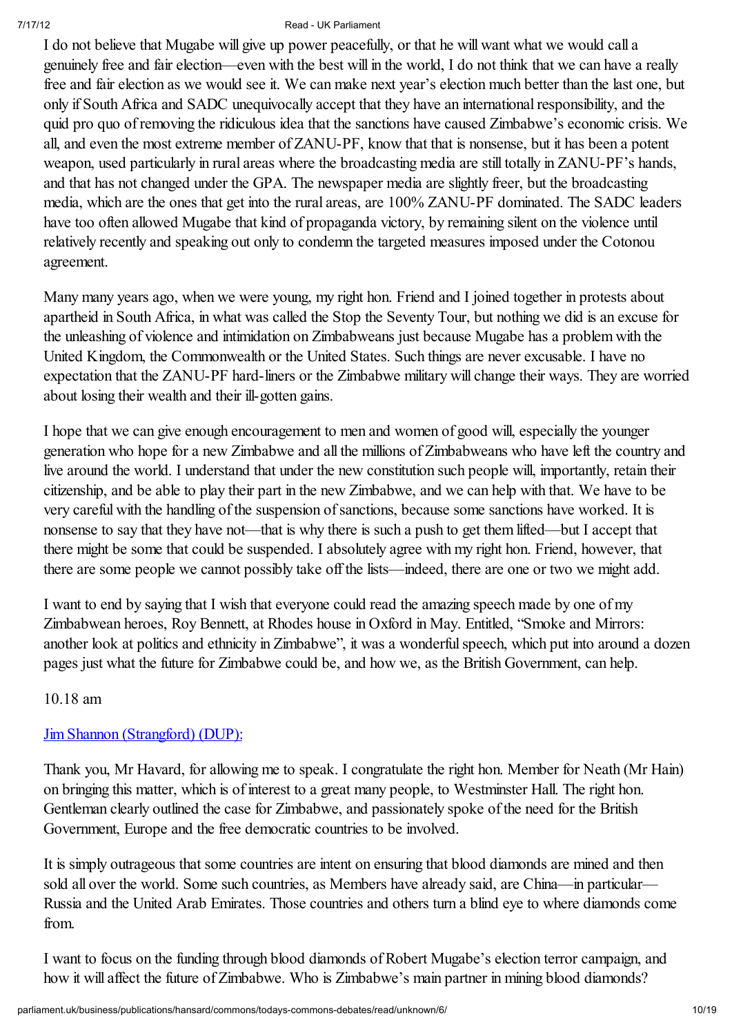I do not believe that Mugabe will give up power peacefully, or that he will want what we would call a genuinely free and fair election—even with the best will in the world, I do not think that we can have a really free and fair election as we would see it. We can make next year's election much better than the last one, but only if South Africa and SADC unequivocally accept that they have an international responsibility, and the quid pro quo of removing the ridiculous idea that the sanctions have caused Zimbabwe's economic crisis. We all, and even the most extreme member of ZANU-PF, know that that is nonsense, but it has been a potent weapon, used particularly in rural areas where the broadcasting media are still totally in ZANU-PF's hands, and that has not changed under the GPA. The newspaper media are slightly freer, but the broadcasting media, which are the ones that get into the rural areas, are 100% ZANU-PF dominated. The SADC leaders have too often allowed Mugabe that kind of propaganda victory, by remaining silent on the violence until relatively recently and speaking out only to condemn the targeted measures imposed under the Cotonou agreement.

Many many years ago, when we were young, my right hon. Friend and I joined together in protests about apartheid in South Africa, in what was called the Stop the Seventy Tour, but nothing we did is an excuse for the unleashing of violence and intimidation on Zimbabweans just because Mugabe has a problem with the United Kingdom, the Commonwealth or the United States. Such things are never excusable. I have no expectation that the ZANU-PF hard-liners or the Zimbabwe military will change their ways. They are worried about losing their wealth and their ill-gotten gains.

I hope that we can give enough encouragement to men and women of good will, especially the younger generation who hope for a new Zimbabwe and all the millions of Zimbabweans who have left the country and live around the world. I understand that under the new constitution such people will, importantly, retain their citizenship, and be able to play their part in the new Zimbabwe, and we can help with that. We have to be very careful with the handling of the suspension of sanctions, because some sanctions have worked. It is nonsense to say that they have not—that is why there is such a push to get them lifted—but I accept that there might be some that could be suspended. I absolutely agree with my right hon. Friend, however, that there are some people we cannot possibly take off the lists—indeed, there are one or two we might add.

I want to end by saying that I wish that everyone could read the amazing speech made by one of my Zimbabwean heroes, Roy Bennett, at Rhodes house in Oxford in May. Entitled, "Smoke and Mirrors: another look at politics and ethnicity in Zimbabwe", it was a wonderful speech, which put into around a dozen pages just what the future for Zimbabwe could be, and how we, as the British Government, can help.

10.18 am

Jim Shannon (Strangford) (DUP):

Thank you, Mr Havard, for allowing me to speak. I congratulate the right hon. Member for Neath (Mr Hain) on bringing this matter, which is of interest to a great many people, to Westminster Hall. The right hon. Gentleman clearly outlined the case for Zimbabwe, and passionately spoke of the need for the British Government, Europe and the free democratic countries to be involved.

It is simply outrageous that some countries are intent on ensuring that blood diamonds are mined and then sold all over the world. Some such countries, as Members have already said, are China—in particular—Russia and the United Arab Emirates. Those countries and others turn a blind eye to where diamonds come from.

I want to focus on the funding through blood diamonds of Robert Mugabe's election terror campaign, and how it will affect the future of Zimbabwe. Who is Zimbabwe's main partner in mining blood diamonds?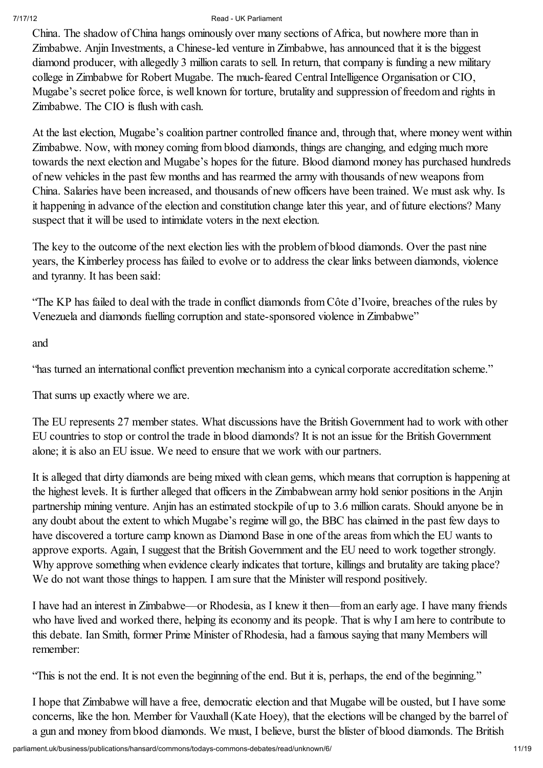China. The shadow of China hangs ominously over many sections of Africa, but nowhere more than in Zimbabwe. Anjin Investments, a Chinese-led venture in Zimbabwe, has announced that it is the biggest diamond producer, with allegedly 3 million carats to sell. In return, that company is funding a new military college in Zimbabwe for Robert Mugabe. The much-feared Central Intelligence Organisation or CIO, Mugabe's secret police force, is well known for torture, brutality and suppression of freedom and rights in Zimbabwe. The CIO is flush with cash.

At the last election, Mugabe's coalition partner controlled finance and, through that, where money went within Zimbabwe. Now, with money coming from blood diamonds, things are changing, and edging much more towards the next election and Mugabe's hopes for the future. Blood diamond money has purchased hundreds of new vehicles in the past few months and has rearmed the army with thousands of new weapons from China. Salaries have been increased, and thousands of new officers have been trained. We must ask why. Is it happening in advance of the election and constitution change later this year, and of future elections? Many suspect that it will be used to intimidate voters in the next election.

The key to the outcome of the next election lies with the problem of blood diamonds. Over the past nine years, the Kimberley process has failed to evolve or to address the clear links between diamonds, violence and tyranny. It has been said:

"The KP has failed to deal with the trade in conflict diamonds from Côte d'Ivoire, breaches of the rules by Venezuela and diamonds fuelling corruption and state-sponsored violence in Zimbabwe"

and

"has turned an international conflict prevention mechanism into a cynical corporate accreditation scheme."

That sums up exactly where we are.

The EU represents 27 member states. What discussions have the British Government had to work with other EU countries to stop or control the trade in blood diamonds? It is not an issue for the British Government alone; it is also an EU issue. We need to ensure that we work with our partners.

It is alleged that dirty diamonds are being mixed with clean gems, which means that corruption is happening at the highest levels. It is further alleged that officers in the Zimbabwean army hold senior positions in the Anjin partnership mining venture. Anjin has an estimated stockpile of up to 3.6 million carats. Should anyone be in any doubt about the extent to which Mugabe's regime will go, the BBC has claimed in the past few days to have discovered a torture camp known as Diamond Base in one of the areas from which the EU wants to approve exports. Again, I suggest that the British Government and the EU need to work together strongly. Why approve something when evidence clearly indicates that torture, killings and brutality are taking place? We do not want those things to happen. I am sure that the Minister will respond positively.

I have had an interest in Zimbabwe—or Rhodesia, as I knew it then—from an early age. I have many friends who have lived and worked there, helping its economy and its people. That is why I am here to contribute to this debate. Ian Smith, former Prime Minister of Rhodesia, had a famous saying that many Members will remember:

"This is not the end. It is not even the beginning of the end. But it is, perhaps, the end of the beginning."

I hope that Zimbabwe will have a free, democratic election and that Mugabe will be ousted, but I have some concerns, like the hon. Member for Vauxhall (Kate Hoey), that the elections will be changed by the barrel of a gun and money from blood diamonds. We must, I believe, burst the blister of blood diamonds. The British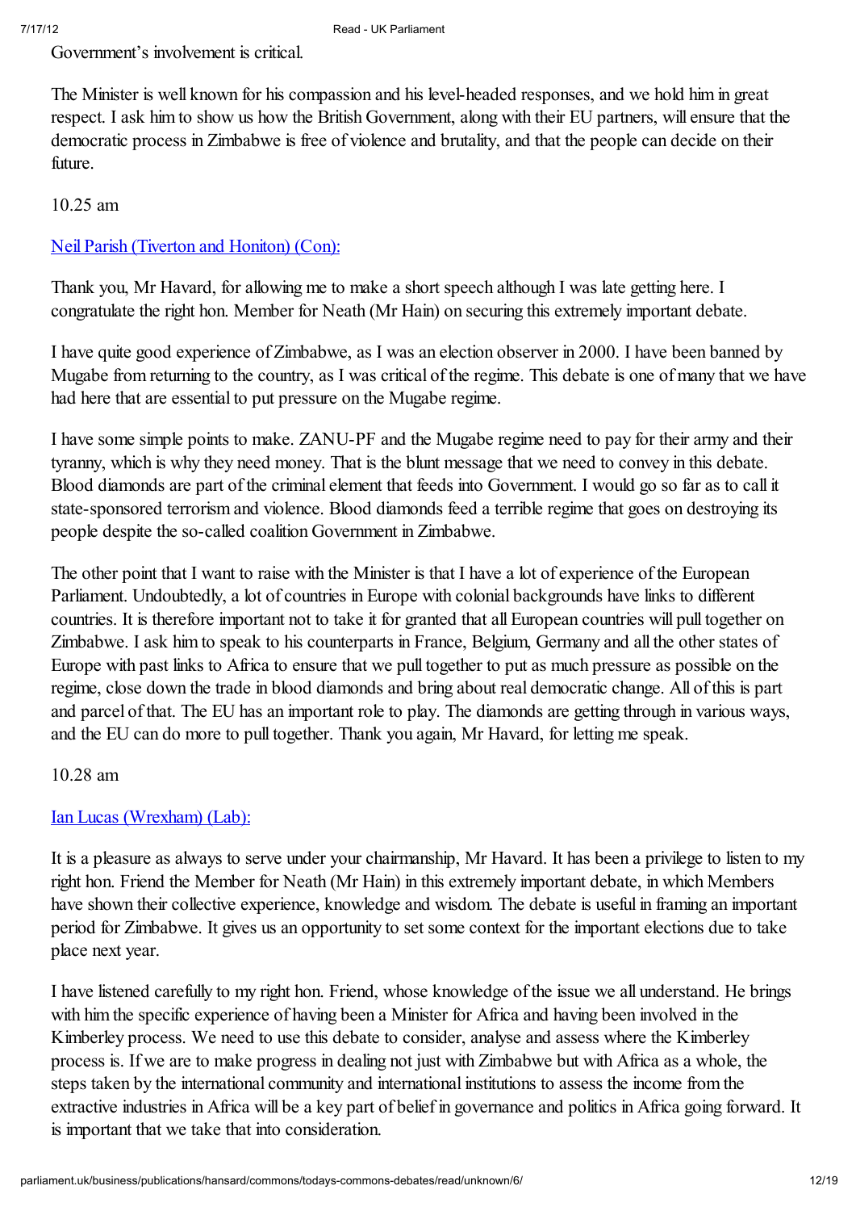Government's involvement is critical.

The Minister is well known for his compassion and his level-headed responses, and we hold him in great respect. I ask him to show us how the British Government, along with their EU partners, will ensure that the democratic process in Zimbabwe is free of violence and brutality, and that the people can decide on their future.

10.25 am

[Neil Parish (Tiverton and Honiton) (Con):]

Thank you, Mr Havard, for allowing me to make a short speech although I was late getting here. I congratulate the right hon. Member for Neath (Mr Hain) on securing this extremely important debate.

I have quite good experience of Zimbabwe, as I was an election observer in 2000. I have been banned by Mugabe from returning to the country, as I was critical of the regime. This debate is one of many that we have had here that are essential to put pressure on the Mugabe regime.

I have some simple points to make. ZANU-PF and the Mugabe regime need to pay for their army and their tyranny, which is why they need money. That is the blunt message that we need to convey in this debate. Blood diamonds are part of the criminal element that feeds into Government. I would go so far as to call it state-sponsored terrorism and violence. Blood diamonds feed a terrible regime that goes on destroying its people despite the so-called coalition Government in Zimbabwe.

The other point that I want to raise with the Minister is that I have a lot of experience of the European Parliament. Undoubtedly, a lot of countries in Europe with colonial backgrounds have links to different countries. It is therefore important not to take it for granted that all European countries will pull together on Zimbabwe. I ask him to speak to his counterparts in France, Belgium, Germany and all the other states of Europe with past links to Africa to ensure that we pull together to put as much pressure as possible on the regime, close down the trade in blood diamonds and bring about real democratic change. All of this is part and parcel of that. The EU has an important role to play. The diamonds are getting through in various ways, and the EU can do more to pull together. Thank you again, Mr Havard, for letting me speak.

10.28 am

[Ian Lucas (Wrexham) (Lab):]

It is a pleasure as always to serve under your chairmanship, Mr Havard. It has been a privilege to listen to my right hon. Friend the Member for Neath (Mr Hain) in this extremely important debate, in which Members have shown their collective experience, knowledge and wisdom. The debate is useful in framing an important period for Zimbabwe. It gives us an opportunity to set some context for the important elections due to take place next year.

I have listened carefully to my right hon. Friend, whose knowledge of the issue we all understand. He brings with him the specific experience of having been a Minister for Africa and having been involved in the Kimberley process. We need to use this debate to consider, analyse and assess where the Kimberley process is. If we are to make progress in dealing not just with Zimbabwe but with Africa as a whole, the steps taken by the international community and international institutions to assess the income from the extractive industries in Africa will be a key part of belief in governance and politics in Africa going forward. It is important that we take that into consideration.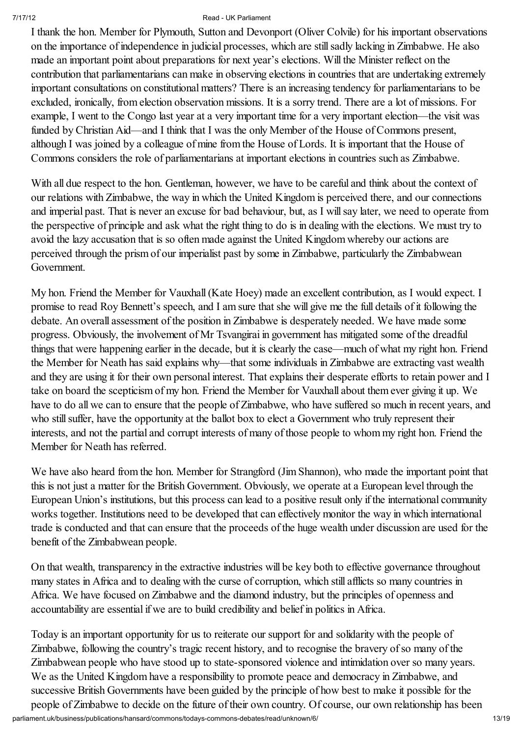I thank the hon. Member for Plymouth, Sutton and Devonport (Oliver Colvile) for his important observations on the importance of independence in judicial processes, which are still sadly lacking in Zimbabwe. He also made an important point about preparations for next year's elections. Will the Minister reflect on the contribution that parliamentarians can make in observing elections in countries that are undertaking extremely important consultations on constitutional matters? There is an increasing tendency for parliamentarians to be excluded, ironically, from election observation missions. It is a sorry trend. There are a lot of missions. For example, I went to the Congo last year at a very important time for a very important election—the visit was funded by Christian Aid—and I think that I was the only Member of the House of Commons present, although I was joined by a colleague of mine from the House of Lords. It is important that the House of Commons considers the role of parliamentarians at important elections in countries such as Zimbabwe.

With all due respect to the hon. Gentleman, however, we have to be careful and think about the context of our relations with Zimbabwe, the way in which the United Kingdom is perceived there, and our connections and imperial past. That is never an excuse for bad behaviour, but, as I will say later, we need to operate from the perspective of principle and ask what the right thing to do is in dealing with the elections. We must try to avoid the lazy accusation that is so often made against the United Kingdom whereby our actions are perceived through the prism of our imperialist past by some in Zimbabwe, particularly the Zimbabwean Government.

My hon. Friend the Member for Vauxhall (Kate Hoey) made an excellent contribution, as I would expect. I promise to read Roy Bennett's speech, and I am sure that she will give me the full details of it following the debate. An overall assessment of the position in Zimbabwe is desperately needed. We have made some progress. Obviously, the involvement of Mr Tsvangirai in government has mitigated some of the dreadful things that were happening earlier in the decade, but it is clearly the case—much of what my right hon. Friend the Member for Neath has said explains why—that some individuals in Zimbabwe are extracting vast wealth and they are using it for their own personal interest. That explains their desperate efforts to retain power and I take on board the scepticism of my hon. Friend the Member for Vauxhall about them ever giving it up. We have to do all we can to ensure that the people of Zimbabwe, who have suffered so much in recent years, and who still suffer, have the opportunity at the ballot box to elect a Government who truly represent their interests, and not the partial and corrupt interests of many of those people to whom my right hon. Friend the Member for Neath has referred.

We have also heard from the hon. Member for Strangford (Jim Shannon), who made the important point that this is not just a matter for the British Government. Obviously, we operate at a European level through the European Union's institutions, but this process can lead to a positive result only if the international community works together. Institutions need to be developed that can effectively monitor the way in which international trade is conducted and that can ensure that the proceeds of the huge wealth under discussion are used for the benefit of the Zimbabwean people.

On that wealth, transparency in the extractive industries will be key both to effective governance throughout many states in Africa and to dealing with the curse of corruption, which still afflicts so many countries in Africa. We have focused on Zimbabwe and the diamond industry, but the principles of openness and accountability are essential if we are to build credibility and belief in politics in Africa.

Today is an important opportunity for us to reiterate our support for and solidarity with the people of Zimbabwe, following the country's tragic recent history, and to recognise the bravery of so many of the Zimbabwean people who have stood up to state-sponsored violence and intimidation over so many years. We as the United Kingdom have a responsibility to promote peace and democracy in Zimbabwe, and successive British Governments have been guided by the principle of how best to make it possible for the people of Zimbabwe to decide on the future of their own country. Of course, our own relationship has been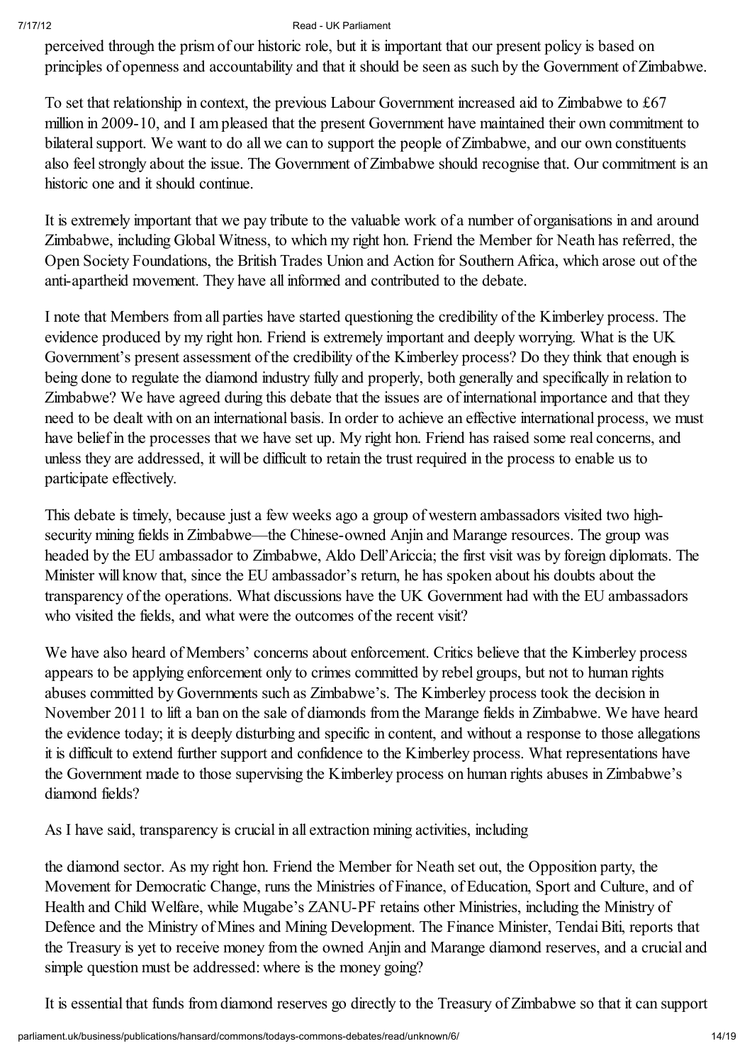perceived through the prism of our historic role, but it is important that our present policy is based on principles of openness and accountability and that it should be seen as such by the Government of Zimbabwe.

To set that relationship in context, the previous Labour Government increased aid to Zimbabwe to £67 million in 2009-10, and I am pleased that the present Government have maintained their own commitment to bilateral support. We want to do all we can to support the people of Zimbabwe, and our own constituents also feel strongly about the issue. The Government of Zimbabwe should recognise that. Our commitment is an historic one and it should continue.

It is extremely important that we pay tribute to the valuable work of a number of organisations in and around Zimbabwe, including Global Witness, to which my right hon. Friend the Member for Neath has referred, the Open Society Foundations, the British Trades Union and Action for Southern Africa, which arose out of the anti-apartheid movement. They have all informed and contributed to the debate.

I note that Members from all parties have started questioning the credibility of the Kimberley process. The evidence produced by my right hon. Friend is extremely important and deeply worrying. What is the UK Government's present assessment of the credibility of the Kimberley process? Do they think that enough is being done to regulate the diamond industry fully and properly, both generally and specifically in relation to Zimbabwe? We have agreed during this debate that the issues are of international importance and that they need to be dealt with on an international basis. In order to achieve an effective international process, we must have belief in the processes that we have set up. My right hon. Friend has raised some real concerns, and unless they are addressed, it will be difficult to retain the trust required in the process to enable us to participate effectively.

This debate is timely, because just a few weeks ago a group of western ambassadors visited two high-security mining fields in Zimbabwe—the Chinese-owned Anjin and Marange resources. The group was headed by the EU ambassador to Zimbabwe, Aldo Dell'Ariccia; the first visit was by foreign diplomats. The Minister will know that, since the EU ambassador's return, he has spoken about his doubts about the transparency of the operations. What discussions have the UK Government had with the EU ambassadors who visited the fields, and what were the outcomes of the recent visit?

We have also heard of Members' concerns about enforcement. Critics believe that the Kimberley process appears to be applying enforcement only to crimes committed by rebel groups, but not to human rights abuses committed by Governments such as Zimbabwe's. The Kimberley process took the decision in November 2011 to lift a ban on the sale of diamonds from the Marange fields in Zimbabwe. We have heard the evidence today; it is deeply disturbing and specific in content, and without a response to those allegations it is difficult to extend further support and confidence to the Kimberley process. What representations have the Government made to those supervising the Kimberley process on human rights abuses in Zimbabwe's diamond fields?

As I have said, transparency is crucial in all extraction mining activities, including

the diamond sector. As my right hon. Friend the Member for Neath set out, the Opposition party, the Movement for Democratic Change, runs the Ministries of Finance, of Education, Sport and Culture, and of Health and Child Welfare, while Mugabe's ZANU-PF retains other Ministries, including the Ministry of Defence and the Ministry of Mines and Mining Development. The Finance Minister, Tendai Biti, reports that the Treasury is yet to receive money from the owned Anjin and Marange diamond reserves, and a crucial and simple question must be addressed: where is the money going?

It is essential that funds from diamond reserves go directly to the Treasury of Zimbabwe so that it can support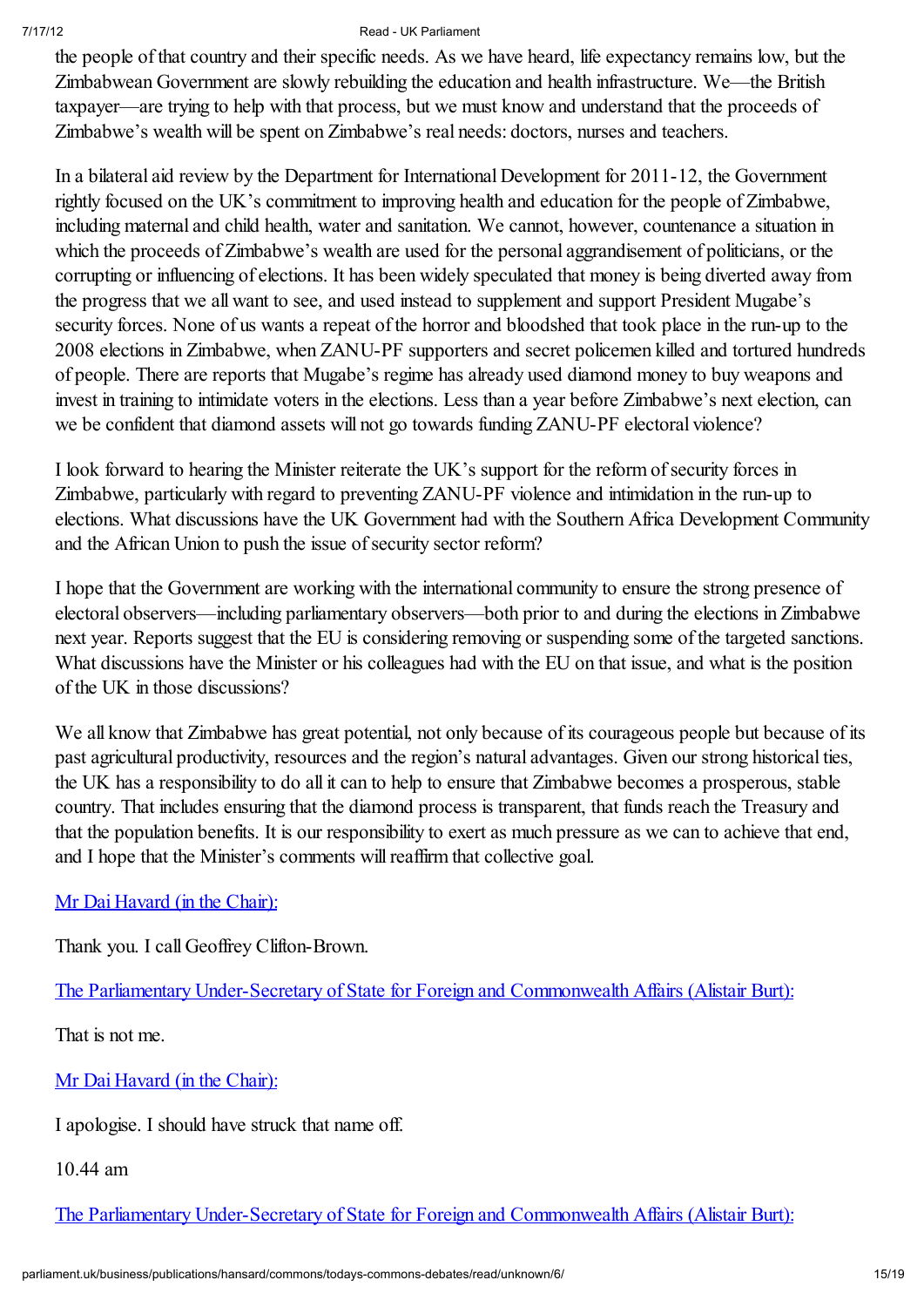the people of that country and their specific needs. As we have heard, life expectancy remains low, but the Zimbabwean Government are slowly rebuilding the education and health infrastructure. We—the British taxpayer—are trying to help with that process, but we must know and understand that the proceeds of Zimbabwe's wealth will be spent on Zimbabwe's real needs: doctors, nurses and teachers.

In a bilateral aid review by the Department for International Development for 2011-12, the Government rightly focused on the UK's commitment to improving health and education for the people of Zimbabwe, including maternal and child health, water and sanitation. We cannot, however, countenance a situation in which the proceeds of Zimbabwe's wealth are used for the personal aggrandisement of politicians, or the corrupting or influencing of elections. It has been widely speculated that money is being diverted away from the progress that we all want to see, and used instead to supplement and support President Mugabe's security forces. None of us wants a repeat of the horror and bloodshed that took place in the run-up to the 2008 elections in Zimbabwe, when ZANU-PF supporters and secret policemen killed and tortured hundreds of people. There are reports that Mugabe's regime has already used diamond money to buy weapons and invest in training to intimidate voters in the elections. Less than a year before Zimbabwe's next election, can we be confident that diamond assets will not go towards funding ZANU-PF electoral violence?

I look forward to hearing the Minister reiterate the UK's support for the reform of security forces in Zimbabwe, particularly with regard to preventing ZANU-PF violence and intimidation in the run-up to elections. What discussions have the UK Government had with the Southern Africa Development Community and the African Union to push the issue of security sector reform?

I hope that the Government are working with the international community to ensure the strong presence of electoral observers—including parliamentary observers—both prior to and during the elections in Zimbabwe next year. Reports suggest that the EU is considering removing or suspending some of the targeted sanctions. What discussions have the Minister or his colleagues had with the EU on that issue, and what is the position of the UK in those discussions?

We all know that Zimbabwe has great potential, not only because of its courageous people but because of its past agricultural productivity, resources and the region's natural advantages. Given our strong historical ties, the UK has a responsibility to do all it can to help to ensure that Zimbabwe becomes a prosperous, stable country. That includes ensuring that the diamond process is transparent, that funds reach the Treasury and that the population benefits. It is our responsibility to exert as much pressure as we can to achieve that end, and I hope that the Minister's comments will reaffirm that collective goal.

Mr Dai Havard (in the Chair):

Thank you. I call Geoffrey Clifton-Brown.

The Parliamentary Under-Secretary of State for Foreign and Commonwealth Affairs (Alistair Burt):

That is not me.

Mr Dai Havard (in the Chair):

I apologise. I should have struck that name off.

10.44 am

The Parliamentary Under-Secretary of State for Foreign and Commonwealth Affairs (Alistair Burt):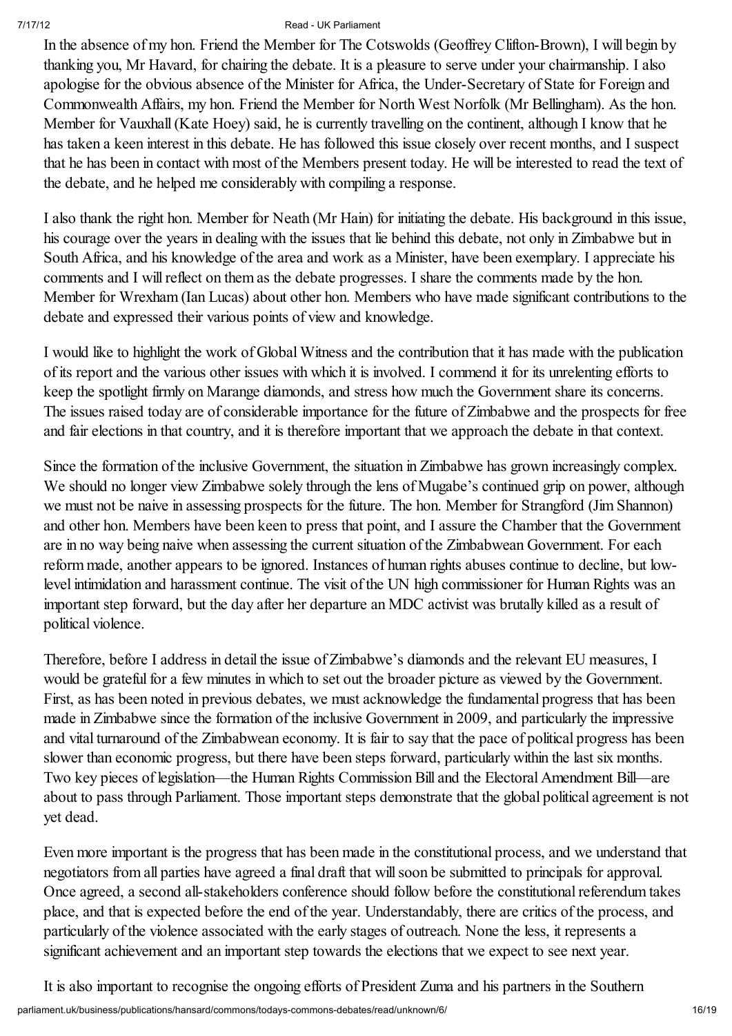In the absence of my hon. Friend the Member for The Cotswolds (Geoffrey Clifton-Brown), I will begin by thanking you, Mr Havard, for chairing the debate. It is a pleasure to serve under your chairmanship. I also apologise for the obvious absence of the Minister for Africa, the Under-Secretary of State for Foreign and Commonwealth Affairs, my hon. Friend the Member for North West Norfolk (Mr Bellingham). As the hon. Member for Vauxhall (Kate Hoey) said, he is currently travelling on the continent, although I know that he has taken a keen interest in this debate. He has followed this issue closely over recent months, and I suspect that he has been in contact with most of the Members present today. He will be interested to read the text of the debate, and he helped me considerably with compiling a response.

I also thank the right hon. Member for Neath (Mr Hain) for initiating the debate. His background in this issue, his courage over the years in dealing with the issues that lie behind this debate, not only in Zimbabwe but in South Africa, and his knowledge of the area and work as a Minister, have been exemplary. I appreciate his comments and I will reflect on them as the debate progresses. I share the comments made by the hon. Member for Wrexham (Ian Lucas) about other hon. Members who have made significant contributions to the debate and expressed their various points of view and knowledge.

I would like to highlight the work of Global Witness and the contribution that it has made with the publication of its report and the various other issues with which it is involved. I commend it for its unrelenting efforts to keep the spotlight firmly on Marange diamonds, and stress how much the Government share its concerns. The issues raised today are of considerable importance for the future of Zimbabwe and the prospects for free and fair elections in that country, and it is therefore important that we approach the debate in that context.

Since the formation of the inclusive Government, the situation in Zimbabwe has grown increasingly complex. We should no longer view Zimbabwe solely through the lens of Mugabe's continued grip on power, although we must not be naive in assessing prospects for the future. The hon. Member for Strangford (Jim Shannon) and other hon. Members have been keen to press that point, and I assure the Chamber that the Government are in no way being naive when assessing the current situation of the Zimbabwean Government. For each reform made, another appears to be ignored. Instances of human rights abuses continue to decline, but low-level intimidation and harassment continue. The visit of the UN high commissioner for Human Rights was an important step forward, but the day after her departure an MDC activist was brutally killed as a result of political violence.

Therefore, before I address in detail the issue of Zimbabwe's diamonds and the relevant EU measures, I would be grateful for a few minutes in which to set out the broader picture as viewed by the Government. First, as has been noted in previous debates, we must acknowledge the fundamental progress that has been made in Zimbabwe since the formation of the inclusive Government in 2009, and particularly the impressive and vital turnaround of the Zimbabwean economy. It is fair to say that the pace of political progress has been slower than economic progress, but there have been steps forward, particularly within the last six months. Two key pieces of legislation—the Human Rights Commission Bill and the Electoral Amendment Bill—are about to pass through Parliament. Those important steps demonstrate that the global political agreement is not yet dead.

Even more important is the progress that has been made in the constitutional process, and we understand that negotiators from all parties have agreed a final draft that will soon be submitted to principals for approval. Once agreed, a second all-stakeholders conference should follow before the constitutional referendum takes place, and that is expected before the end of the year. Understandably, there are critics of the process, and particularly of the violence associated with the early stages of outreach. None the less, it represents a significant achievement and an important step towards the elections that we expect to see next year.

It is also important to recognise the ongoing efforts of President Zuma and his partners in the Southern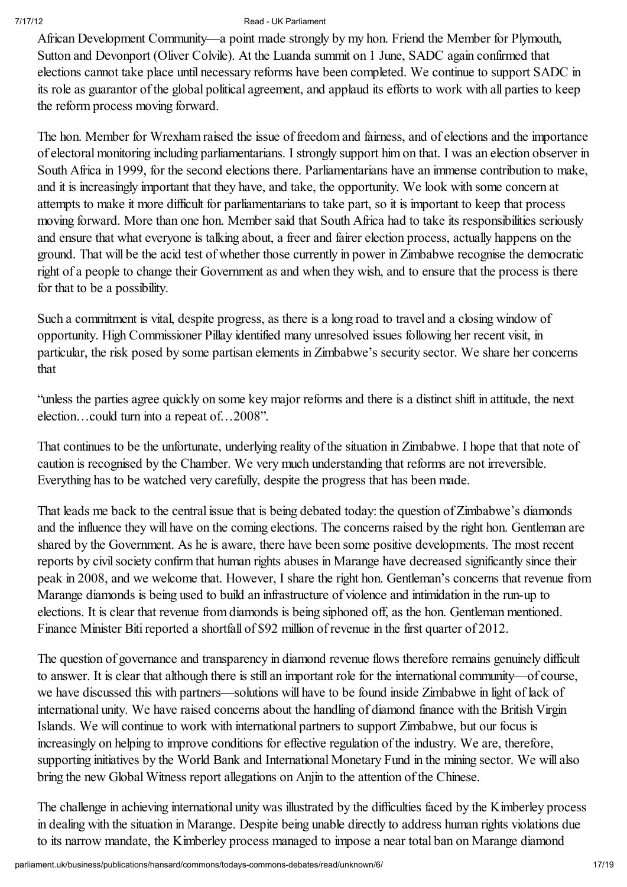African Development Community—a point made strongly by my hon. Friend the Member for Plymouth, Sutton and Devonport (Oliver Colvile). At the Luanda summit on 1 June, SADC again confirmed that elections cannot take place until necessary reforms have been completed. We continue to support SADC in its role as guarantor of the global political agreement, and applaud its efforts to work with all parties to keep the reform process moving forward.

The hon. Member for Wrexham raised the issue of freedom and fairness, and of elections and the importance of electoral monitoring including parliamentarians. I strongly support him on that. I was an election observer in South Africa in 1999, for the second elections there. Parliamentarians have an immense contribution to make, and it is increasingly important that they have, and take, the opportunity. We look with some concern at attempts to make it more difficult for parliamentarians to take part, so it is important to keep that process moving forward. More than one hon. Member said that South Africa had to take its responsibilities seriously and ensure that what everyone is talking about, a freer and fairer election process, actually happens on the ground. That will be the acid test of whether those currently in power in Zimbabwe recognise the democratic right of a people to change their Government as and when they wish, and to ensure that the process is there for that to be a possibility.

Such a commitment is vital, despite progress, as there is a long road to travel and a closing window of opportunity. High Commissioner Pillay identified many unresolved issues following her recent visit, in particular, the risk posed by some partisan elements in Zimbabwe's security sector. We share her concerns that

"unless the parties agree quickly on some key major reforms and there is a distinct shift in attitude, the next election…could turn into a repeat of…2008".

That continues to be the unfortunate, underlying reality of the situation in Zimbabwe. I hope that that note of caution is recognised by the Chamber. We very much understanding that reforms are not irreversible. Everything has to be watched very carefully, despite the progress that has been made.

That leads me back to the central issue that is being debated today: the question of Zimbabwe's diamonds and the influence they will have on the coming elections. The concerns raised by the right hon. Gentleman are shared by the Government. As he is aware, there have been some positive developments. The most recent reports by civil society confirm that human rights abuses in Marange have decreased significantly since their peak in 2008, and we welcome that. However, I share the right hon. Gentleman's concerns that revenue from Marange diamonds is being used to build an infrastructure of violence and intimidation in the run-up to elections. It is clear that revenue from diamonds is being siphoned off, as the hon. Gentleman mentioned. Finance Minister Biti reported a shortfall of $92 million of revenue in the first quarter of 2012.

The question of governance and transparency in diamond revenue flows therefore remains genuinely difficult to answer. It is clear that although there is still an important role for the international community—of course, we have discussed this with partners—solutions will have to be found inside Zimbabwe in light of lack of international unity. We have raised concerns about the handling of diamond finance with the British Virgin Islands. We will continue to work with international partners to support Zimbabwe, but our focus is increasingly on helping to improve conditions for effective regulation of the industry. We are, therefore, supporting initiatives by the World Bank and International Monetary Fund in the mining sector. We will also bring the new Global Witness report allegations on Anjin to the attention of the Chinese.

The challenge in achieving international unity was illustrated by the difficulties faced by the Kimberley process in dealing with the situation in Marange. Despite being unable directly to address human rights violations due to its narrow mandate, the Kimberley process managed to impose a near total ban on Marange diamond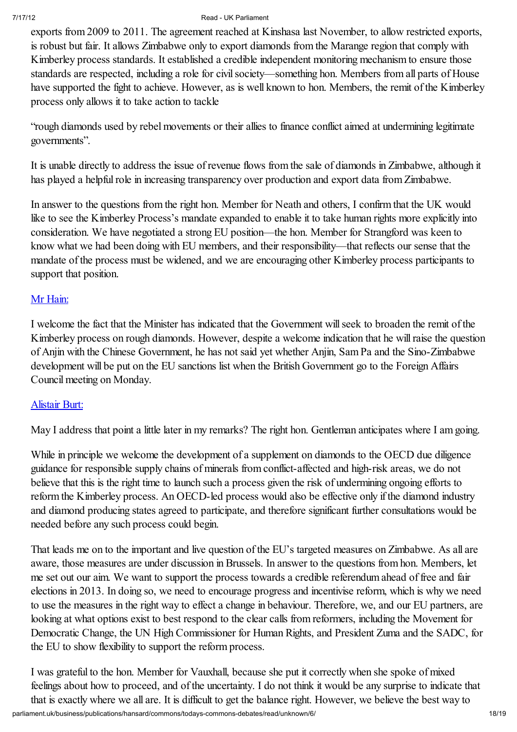exports from 2009 to 2011. The agreement reached at Kinshasa last November, to allow restricted exports, is robust but fair. It allows Zimbabwe only to export diamonds from the Marange region that comply with Kimberley process standards. It established a credible independent monitoring mechanism to ensure those standards are respected, including a role for civil society—something hon. Members from all parts of House have supported the fight to achieve. However, as is well known to hon. Members, the remit of the Kimberley process only allows it to take action to tackle

"rough diamonds used by rebel movements or their allies to finance conflict aimed at undermining legitimate governments".

It is unable directly to address the issue of revenue flows from the sale of diamonds in Zimbabwe, although it has played a helpful role in increasing transparency over production and export data from Zimbabwe.

In answer to the questions from the right hon. Member for Neath and others, I confirm that the UK would like to see the Kimberley Process's mandate expanded to enable it to take human rights more explicitly into consideration. We have negotiated a strong EU position—the hon. Member for Strangford was keen to know what we had been doing with EU members, and their responsibility—that reflects our sense that the mandate of the process must be widened, and we are encouraging other Kimberley process participants to support that position.

[Mr Hain:]

I welcome the fact that the Minister has indicated that the Government will seek to broaden the remit of the Kimberley process on rough diamonds. However, despite a welcome indication that he will raise the question of Anjin with the Chinese Government, he has not said yet whether Anjin, Sam Pa and the Sino-Zimbabwe development will be put on the EU sanctions list when the British Government go to the Foreign Affairs Council meeting on Monday.

[Alistair Burt:]

May I address that point a little later in my remarks? The right hon. Gentleman anticipates where I am going.

While in principle we welcome the development of a supplement on diamonds to the OECD due diligence guidance for responsible supply chains of minerals from conflict-affected and high-risk areas, we do not believe that this is the right time to launch such a process given the risk of undermining ongoing efforts to reform the Kimberley process. An OECD-led process would also be effective only if the diamond industry and diamond producing states agreed to participate, and therefore significant further consultations would be needed before any such process could begin.

That leads me on to the important and live question of the EU's targeted measures on Zimbabwe. As all are aware, those measures are under discussion in Brussels. In answer to the questions from hon. Members, let me set out our aim. We want to support the process towards a credible referendum ahead of free and fair elections in 2013. In doing so, we need to encourage progress and incentivise reform, which is why we need to use the measures in the right way to effect a change in behaviour. Therefore, we, and our EU partners, are looking at what options exist to best respond to the clear calls from reformers, including the Movement for Democratic Change, the UN High Commissioner for Human Rights, and President Zuma and the SADC, for the EU to show flexibility to support the reform process.

I was grateful to the hon. Member for Vauxhall, because she put it correctly when she spoke of mixed feelings about how to proceed, and of the uncertainty. I do not think it would be any surprise to indicate that that is exactly where we all are. It is difficult to get the balance right. However, we believe the best way to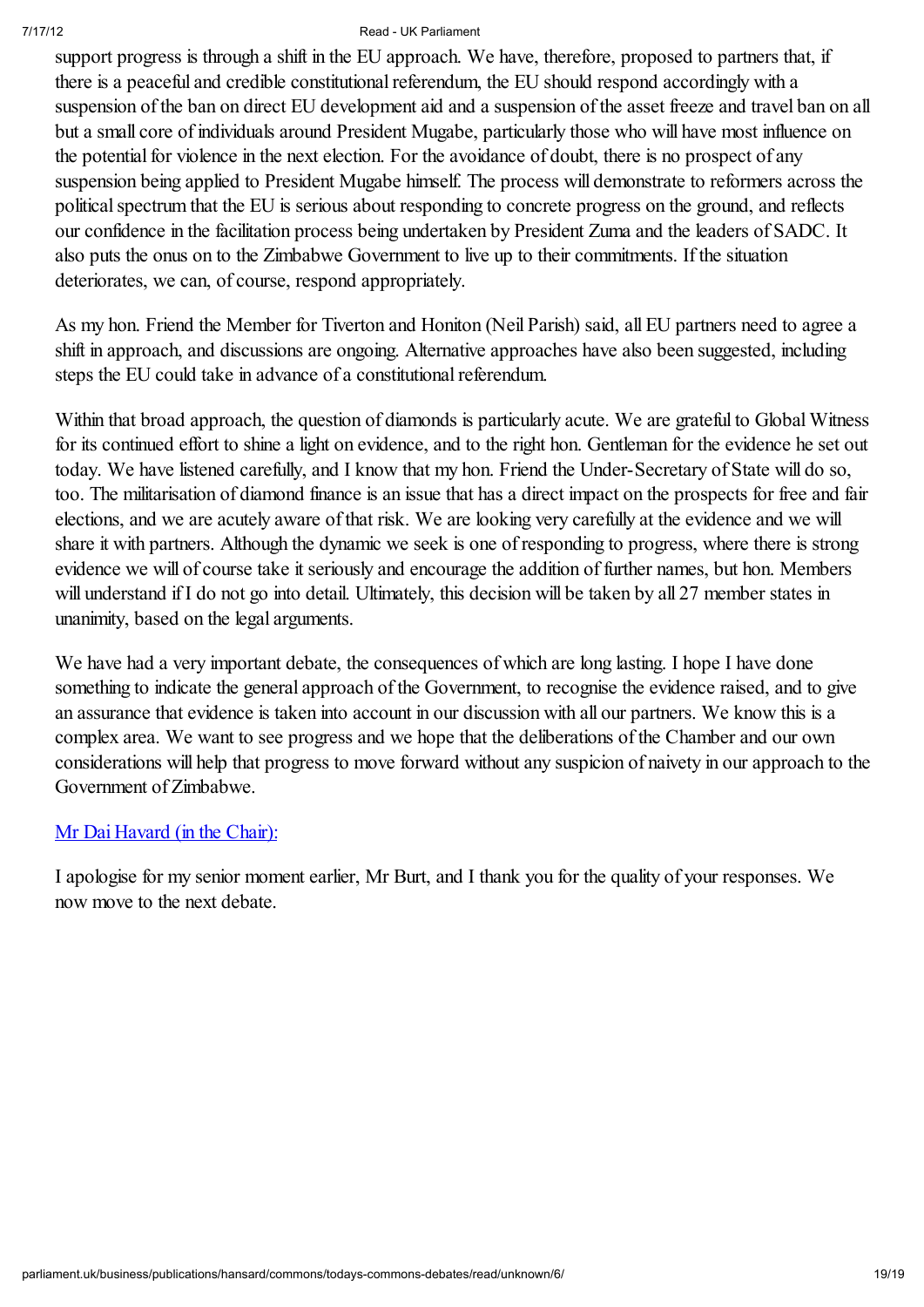support progress is through a shift in the EU approach. We have, therefore, proposed to partners that, if there is a peaceful and credible constitutional referendum, the EU should respond accordingly with a suspension of the ban on direct EU development aid and a suspension of the asset freeze and travel ban on all but a small core of individuals around President Mugabe, particularly those who will have most influence on the potential for violence in the next election. For the avoidance of doubt, there is no prospect of any suspension being applied to President Mugabe himself. The process will demonstrate to reformers across the political spectrum that the EU is serious about responding to concrete progress on the ground, and reflects our confidence in the facilitation process being undertaken by President Zuma and the leaders of SADC. It also puts the onus on to the Zimbabwe Government to live up to their commitments. If the situation deteriorates, we can, of course, respond appropriately.

As my hon. Friend the Member for Tiverton and Honiton (Neil Parish) said, all EU partners need to agree a shift in approach, and discussions are ongoing. Alternative approaches have also been suggested, including steps the EU could take in advance of a constitutional referendum.

Within that broad approach, the question of diamonds is particularly acute. We are grateful to Global Witness for its continued effort to shine a light on evidence, and to the right hon. Gentleman for the evidence he set out today. We have listened carefully, and I know that my hon. Friend the Under-Secretary of State will do so, too. The militarisation of diamond finance is an issue that has a direct impact on the prospects for free and fair elections, and we are acutely aware of that risk. We are looking very carefully at the evidence and we will share it with partners. Although the dynamic we seek is one of responding to progress, where there is strong evidence we will of course take it seriously and encourage the addition of further names, but hon. Members will understand if I do not go into detail. Ultimately, this decision will be taken by all 27 member states in unanimity, based on the legal arguments.

We have had a very important debate, the consequences of which are long lasting. I hope I have done something to indicate the general approach of the Government, to recognise the evidence raised, and to give an assurance that evidence is taken into account in our discussion with all our partners. We know this is a complex area. We want to see progress and we hope that the deliberations of the Chamber and our own considerations will help that progress to move forward without any suspicion of naivety in our approach to the Government of Zimbabwe.

Mr Dai Havard (in the Chair):

I apologise for my senior moment earlier, Mr Burt, and I thank you for the quality of your responses. We now move to the next debate.